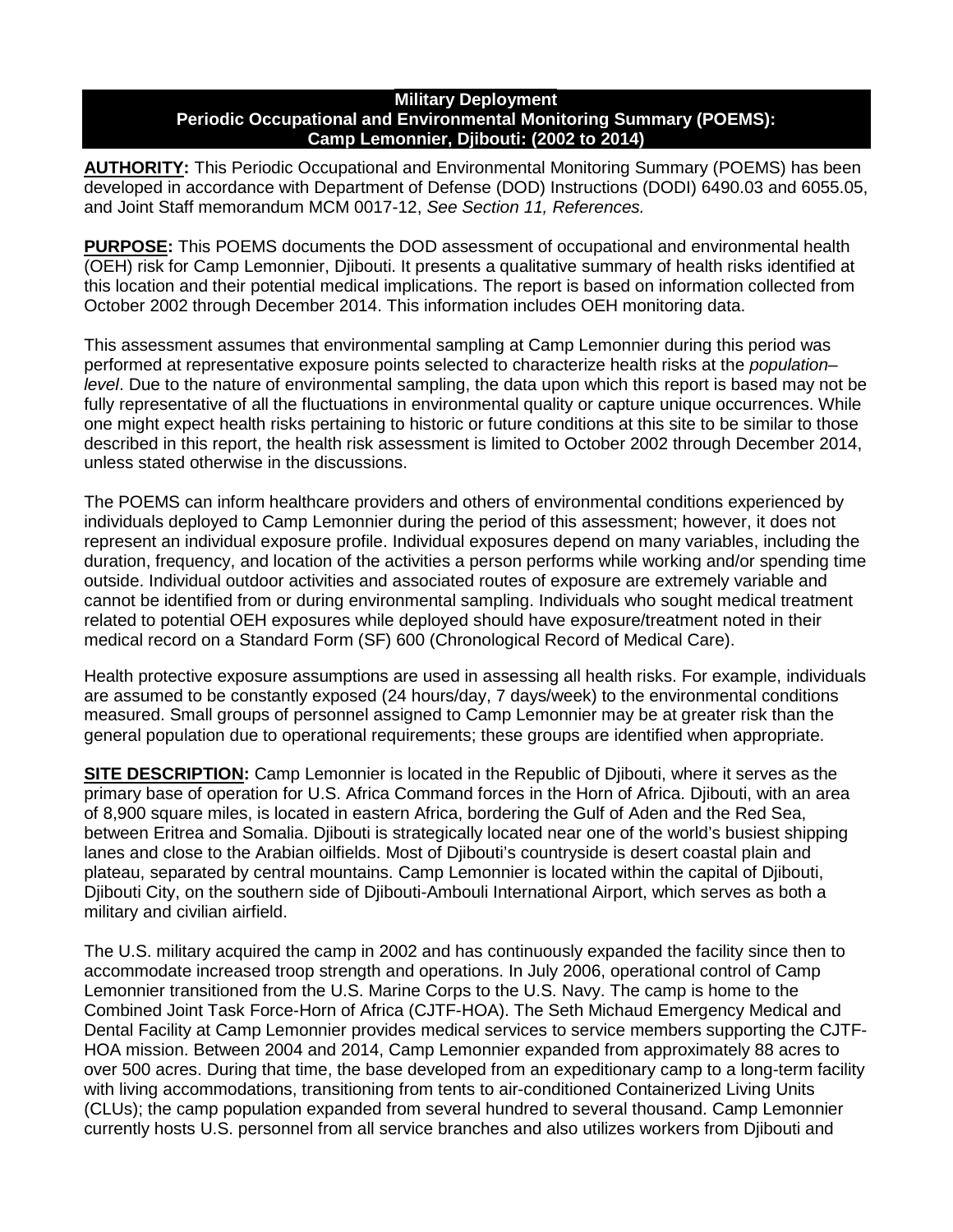# Military Deployment
## Periodic Occupational and Environmental Monitoring Summary (POEMS): Camp Lemonnier, Djibouti: (2002 to 2014)

**AUTHORITY:** This Periodic Occupational and Environmental Monitoring Summary (POEMS) has been developed in accordance with Department of Defense (DOD) Instructions (DODI) 6490.03 and 6055.05, and Joint Staff memorandum MCM 0017-12, *See Section 11, References.*

**PURPOSE:** This POEMS documents the DOD assessment of occupational and environmental health (OEH) risk for Camp Lemonnier, Djibouti. It presents a qualitative summary of health risks identified at this location and their potential medical implications. The report is based on information collected from October 2002 through December 2014. This information includes OEH monitoring data.

This assessment assumes that environmental sampling at Camp Lemonnier during this period was performed at representative exposure points selected to characterize health risks at the *population–level*. Due to the nature of environmental sampling, the data upon which this report is based may not be fully representative of all the fluctuations in environmental quality or capture unique occurrences. While one might expect health risks pertaining to historic or future conditions at this site to be similar to those described in this report, the health risk assessment is limited to October 2002 through December 2014, unless stated otherwise in the discussions.

The POEMS can inform healthcare providers and others of environmental conditions experienced by individuals deployed to Camp Lemonnier during the period of this assessment; however, it does not represent an individual exposure profile. Individual exposures depend on many variables, including the duration, frequency, and location of the activities a person performs while working and/or spending time outside. Individual outdoor activities and associated routes of exposure are extremely variable and cannot be identified from or during environmental sampling. Individuals who sought medical treatment related to potential OEH exposures while deployed should have exposure/treatment noted in their medical record on a Standard Form (SF) 600 (Chronological Record of Medical Care).

Health protective exposure assumptions are used in assessing all health risks. For example, individuals are assumed to be constantly exposed (24 hours/day, 7 days/week) to the environmental conditions measured. Small groups of personnel assigned to Camp Lemonnier may be at greater risk than the general population due to operational requirements; these groups are identified when appropriate.

**SITE DESCRIPTION:** Camp Lemonnier is located in the Republic of Djibouti, where it serves as the primary base of operation for U.S. Africa Command forces in the Horn of Africa. Djibouti, with an area of 8,900 square miles, is located in eastern Africa, bordering the Gulf of Aden and the Red Sea, between Eritrea and Somalia. Djibouti is strategically located near one of the world's busiest shipping lanes and close to the Arabian oilfields. Most of Djibouti's countryside is desert coastal plain and plateau, separated by central mountains. Camp Lemonnier is located within the capital of Djibouti, Djibouti City, on the southern side of Djibouti-Ambouli International Airport, which serves as both a military and civilian airfield.

The U.S. military acquired the camp in 2002 and has continuously expanded the facility since then to accommodate increased troop strength and operations. In July 2006, operational control of Camp Lemonnier transitioned from the U.S. Marine Corps to the U.S. Navy. The camp is home to the Combined Joint Task Force-Horn of Africa (CJTF-HOA). The Seth Michaud Emergency Medical and Dental Facility at Camp Lemonnier provides medical services to service members supporting the CJTF-HOA mission. Between 2004 and 2014, Camp Lemonnier expanded from approximately 88 acres to over 500 acres. During that time, the base developed from an expeditionary camp to a long-term facility with living accommodations, transitioning from tents to air-conditioned Containerized Living Units (CLUs); the camp population expanded from several hundred to several thousand. Camp Lemonnier currently hosts U.S. personnel from all service branches and also utilizes workers from Djibouti and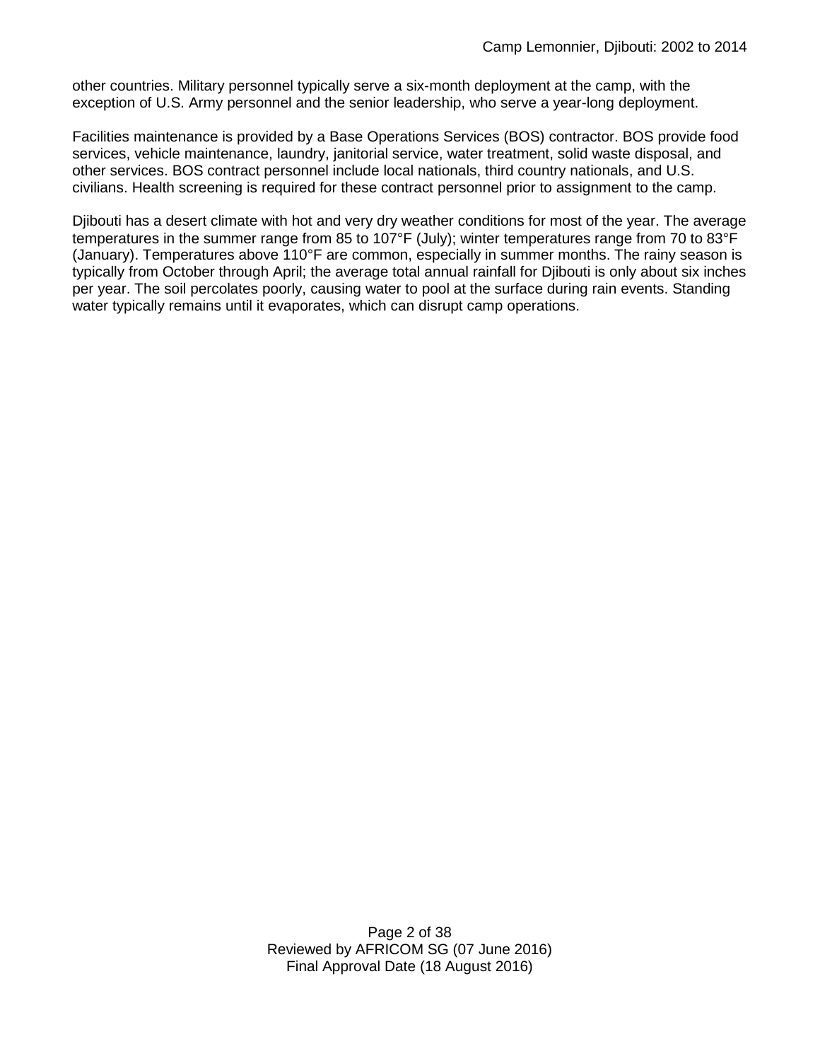other countries. Military personnel typically serve a six-month deployment at the camp, with the exception of U.S. Army personnel and the senior leadership, who serve a year-long deployment.

Facilities maintenance is provided by a Base Operations Services (BOS) contractor. BOS provide food services, vehicle maintenance, laundry, janitorial service, water treatment, solid waste disposal, and other services. BOS contract personnel include local nationals, third country nationals, and U.S. civilians. Health screening is required for these contract personnel prior to assignment to the camp.

Djibouti has a desert climate with hot and very dry weather conditions for most of the year. The average temperatures in the summer range from 85 to 107°F (July); winter temperatures range from 70 to 83°F (January). Temperatures above 110°F are common, especially in summer months. The rainy season is typically from October through April; the average total annual rainfall for Djibouti is only about six inches per year. The soil percolates poorly, causing water to pool at the surface during rain events. Standing water typically remains until it evaporates, which can disrupt camp operations.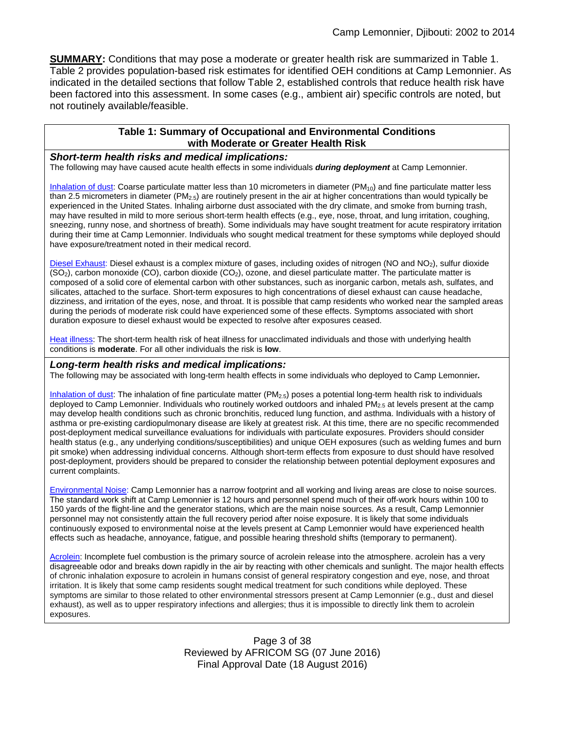**SUMMARY:** Conditions that may pose a moderate or greater health risk are summarized in Table 1. Table 2 provides population-based risk estimates for identified OEH conditions at Camp Lemonnier. As indicated in the detailed sections that follow Table 2, established controls that reduce health risk have been factored into this assessment. In some cases (e.g., ambient air) specific controls are noted, but not routinely available/feasible.

**Table 1: Summary of Occupational and Environmental Conditions with Moderate or Greater Health Risk**

***Short-term health risks and medical implications:***

The following may have caused acute health effects in some individuals ***during deployment*** at Camp Lemonnier.

Inhalation of dust: Coarse particulate matter less than 10 micrometers in diameter ($PM_{10}$) and fine particulate matter less than 2.5 micrometers in diameter ($PM_{2.5}$) are routinely present in the air at higher concentrations than would typically be experienced in the United States. Inhaling airborne dust associated with the dry climate, and smoke from burning trash, may have resulted in mild to more serious short-term health effects (e.g., eye, nose, throat, and lung irritation, coughing, sneezing, runny nose, and shortness of breath). Some individuals may have sought treatment for acute respiratory irritation during their time at Camp Lemonnier. Individuals who sought medical treatment for these symptoms while deployed should have exposure/treatment noted in their medical record.

Diesel Exhaust: Diesel exhaust is a complex mixture of gases, including oxides of nitrogen (NO and $NO_2$), sulfur dioxide ($SO_2$), carbon monoxide (CO), carbon dioxide ($CO_2$), ozone, and diesel particulate matter. The particulate matter is composed of a solid core of elemental carbon with other substances, such as inorganic carbon, metals ash, sulfates, and silicates, attached to the surface. Short-term exposures to high concentrations of diesel exhaust can cause headache, dizziness, and irritation of the eyes, nose, and throat. It is possible that camp residents who worked near the sampled areas during the periods of moderate risk could have experienced some of these effects. Symptoms associated with short duration exposure to diesel exhaust would be expected to resolve after exposures ceased.

Heat illness: The short-term health risk of heat illness for unacclimated individuals and those with underlying health conditions is **moderate**. For all other individuals the risk is **low**.

***Long-term health risks and medical implications:***

The following may be associated with long-term health effects in some individuals who deployed to Camp Lemonnier***.***

Inhalation of dust: The inhalation of fine particulate matter ($PM_{2.5}$) poses a potential long-term health risk to individuals deployed to Camp Lemonnier. Individuals who routinely worked outdoors and inhaled $PM_{2.5}$ at levels present at the camp may develop health conditions such as chronic bronchitis, reduced lung function, and asthma. Individuals with a history of asthma or pre-existing cardiopulmonary disease are likely at greatest risk. At this time, there are no specific recommended post-deployment medical surveillance evaluations for individuals with particulate exposures. Providers should consider health status (e.g., any underlying conditions/susceptibilities) and unique OEH exposures (such as welding fumes and burn pit smoke) when addressing individual concerns. Although short-term effects from exposure to dust should have resolved post-deployment, providers should be prepared to consider the relationship between potential deployment exposures and current complaints.

Environmental Noise: Camp Lemonnier has a narrow footprint and all working and living areas are close to noise sources. The standard work shift at Camp Lemonnier is 12 hours and personnel spend much of their off-work hours within 100 to 150 yards of the flight-line and the generator stations, which are the main noise sources. As a result, Camp Lemonnier personnel may not consistently attain the full recovery period after noise exposure. It is likely that some individuals continuously exposed to environmental noise at the levels present at Camp Lemonnier would have experienced health effects such as headache, annoyance, fatigue, and possible hearing threshold shifts (temporary to permanent).

Acrolein: Incomplete fuel combustion is the primary source of acrolein release into the atmosphere. acrolein has a very disagreeable odor and breaks down rapidly in the air by reacting with other chemicals and sunlight. The major health effects of chronic inhalation exposure to acrolein in humans consist of general respiratory congestion and eye, nose, and throat irritation. It is likely that some camp residents sought medical treatment for such conditions while deployed. These symptoms are similar to those related to other environmental stressors present at Camp Lemonnier (e.g., dust and diesel exhaust), as well as to upper respiratory infections and allergies; thus it is impossible to directly link them to acrolein exposures.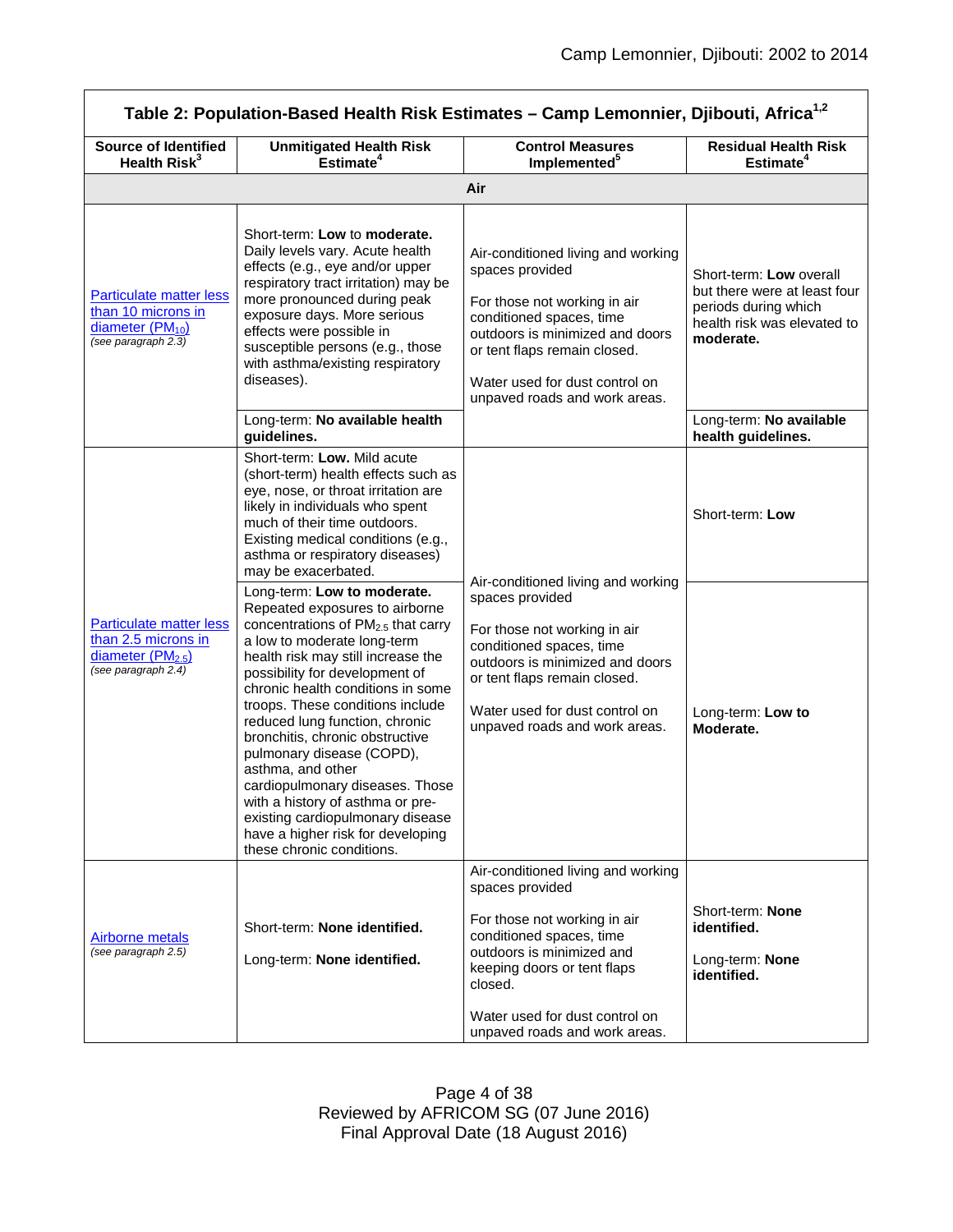**Table 2: Population-Based Health Risk Estimates – Camp Lemonnier, Djibouti, Africa[1,2]**

| Source of Identified Health Risk[3] | Unmitigated Health Risk Estimate[4] | Control Measures Implemented[5] | Residual Health Risk Estimate[4] |
|---|---|---|---|
| **Air** | | | |
| Particulate matter less than 10 microns in diameter ($PM_{10}$) *(see paragraph 2.3)* | Short-term: **Low** to **moderate.** Daily levels vary. Acute health effects (e.g., eye and/or upper respiratory tract irritation) may be more pronounced during peak exposure days. More serious effects were possible in susceptible persons (e.g., those with asthma/existing respiratory diseases). | Air-conditioned living and working spaces provided<br><br>For those not working in air conditioned spaces, time outdoors is minimized and doors or tent flaps remain closed.<br><br>Water used for dust control on unpaved roads and work areas. | Short-term: **Low** overall but there were at least four periods during which health risk was elevated to **moderate.** |
| | Long-term: **No available health guidelines.** | | Long-term: **No available health guidelines.** |
| Particulate matter less than 2.5 microns in diameter ($PM_{2.5}$) *(see paragraph 2.4)* | Short-term: **Low.** Mild acute (short-term) health effects such as eye, nose, or throat irritation are likely in individuals who spent much of their time outdoors. Existing medical conditions (e.g., asthma or respiratory diseases) may be exacerbated. | Air-conditioned living and working spaces provided<br><br>For those not working in air conditioned spaces, time outdoors is minimized and doors or tent flaps remain closed.<br><br>Water used for dust control on unpaved roads and work areas. | Short-term: **Low** |
| | Long-term: **Low to moderate.** Repeated exposures to airborne concentrations of $PM_{2.5}$ that carry a low to moderate long-term health risk may still increase the possibility for development of chronic health conditions in some troops. These conditions include reduced lung function, chronic bronchitis, chronic obstructive pulmonary disease (COPD), asthma, and other cardiopulmonary diseases. Those with a history of asthma or pre-existing cardiopulmonary disease have a higher risk for developing these chronic conditions. | | Long-term: **Low to Moderate.** |
| Airborne metals *(see paragraph 2.5)* | Short-term: **None identified.**<br><br>Long-term: **None identified.** | Air-conditioned living and working spaces provided<br><br>For those not working in air conditioned spaces, time outdoors is minimized and keeping doors or tent flaps closed.<br><br>Water used for dust control on unpaved roads and work areas. | Short-term: **None identified.**<br><br>Long-term: **None identified.** |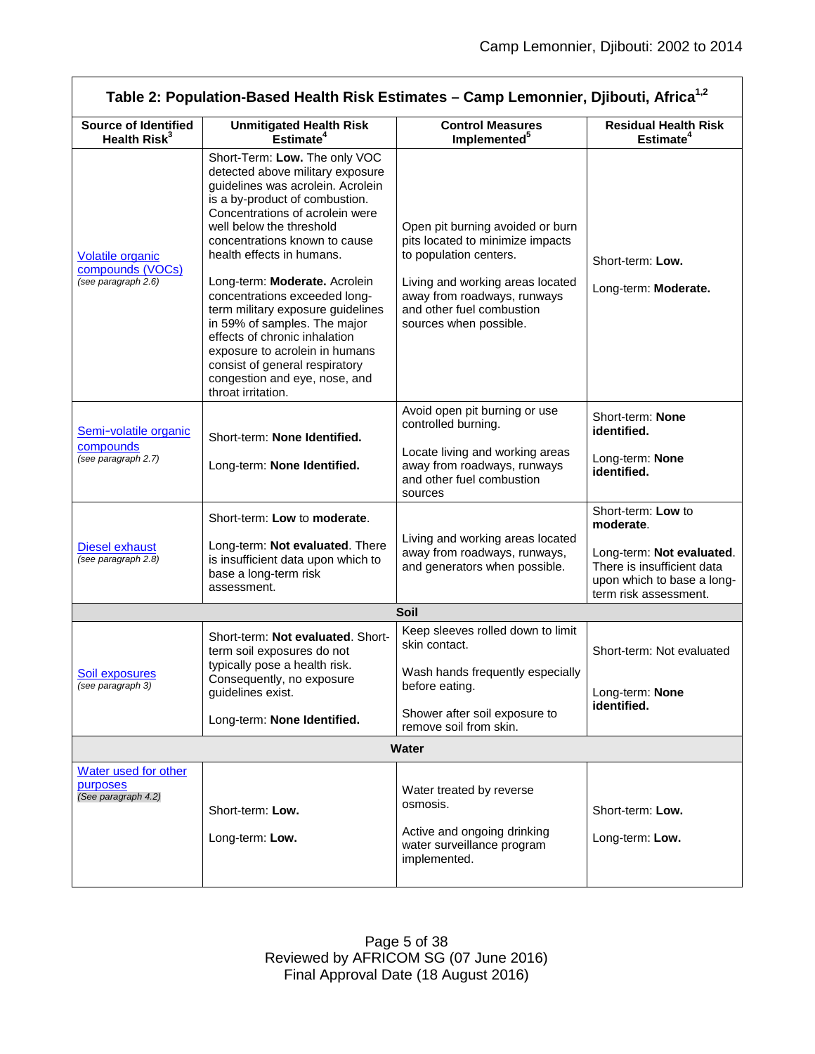| Table 2: Population-Based Health Risk Estimates – Camp Lemonnier, Djibouti, Africa[1,2] | | | |
|---|---|---|---|
| **Source of Identified Health Risk[3]** | **Unmitigated Health Risk Estimate[4]** | **Control Measures Implemented[5]** | **Residual Health Risk Estimate[4]** |
| Volatile organic compounds (VOCs) *(see paragraph 2.6)* | Short-Term: **Low.** The only VOC detected above military exposure guidelines was acrolein. Acrolein is a by-product of combustion. Concentrations of acrolein were well below the threshold concentrations known to cause health effects in humans.<br><br>Long-term: **Moderate.** Acrolein concentrations exceeded long-term military exposure guidelines in 59% of samples. The major effects of chronic inhalation exposure to acrolein in humans consist of general respiratory congestion and eye, nose, and throat irritation. | Open pit burning avoided or burn pits located to minimize impacts to population centers.<br><br>Living and working areas located away from roadways, runways and other fuel combustion sources when possible. | Short-term: **Low.**<br><br>Long-term: **Moderate.** |
| Semi-volatile organic compounds *(see paragraph 2.7)* | Short-term: **None Identified.**<br><br>Long-term: **None Identified.** | Avoid open pit burning or use controlled burning.<br><br>Locate living and working areas away from roadways, runways and other fuel combustion sources | Short-term: **None identified.**<br><br>Long-term: **None identified.** |
| Diesel exhaust *(see paragraph 2.8)* | Short-term: **Low** to **moderate**.<br><br>Long-term: **Not evaluated**. There is insufficient data upon which to base a long-term risk assessment. | Living and working areas located away from roadways, runways, and generators when possible. | Short-term: **Low** to **moderate**.<br><br>Long-term: **Not evaluated**. There is insufficient data upon which to base a long-term risk assessment. |
| **Soil** | | | |
| Soil exposures *(see paragraph 3)* | Short-term: **Not evaluated**. Short-term soil exposures do not typically pose a health risk. Consequently, no exposure guidelines exist.<br><br>Long-term: **None Identified.** | Keep sleeves rolled down to limit skin contact.<br><br>Wash hands frequently especially before eating.<br><br>Shower after soil exposure to remove soil from skin. | Short-term: Not evaluated<br><br>Long-term: **None identified.** |
| **Water** | | | |
| Water used for other purposes *(See paragraph 4.2)* | Short-term: **Low.**<br><br>Long-term: **Low.** | Water treated by reverse osmosis.<br><br>Active and ongoing drinking water surveillance program implemented. | Short-term: **Low.**<br><br>Long-term: **Low.** |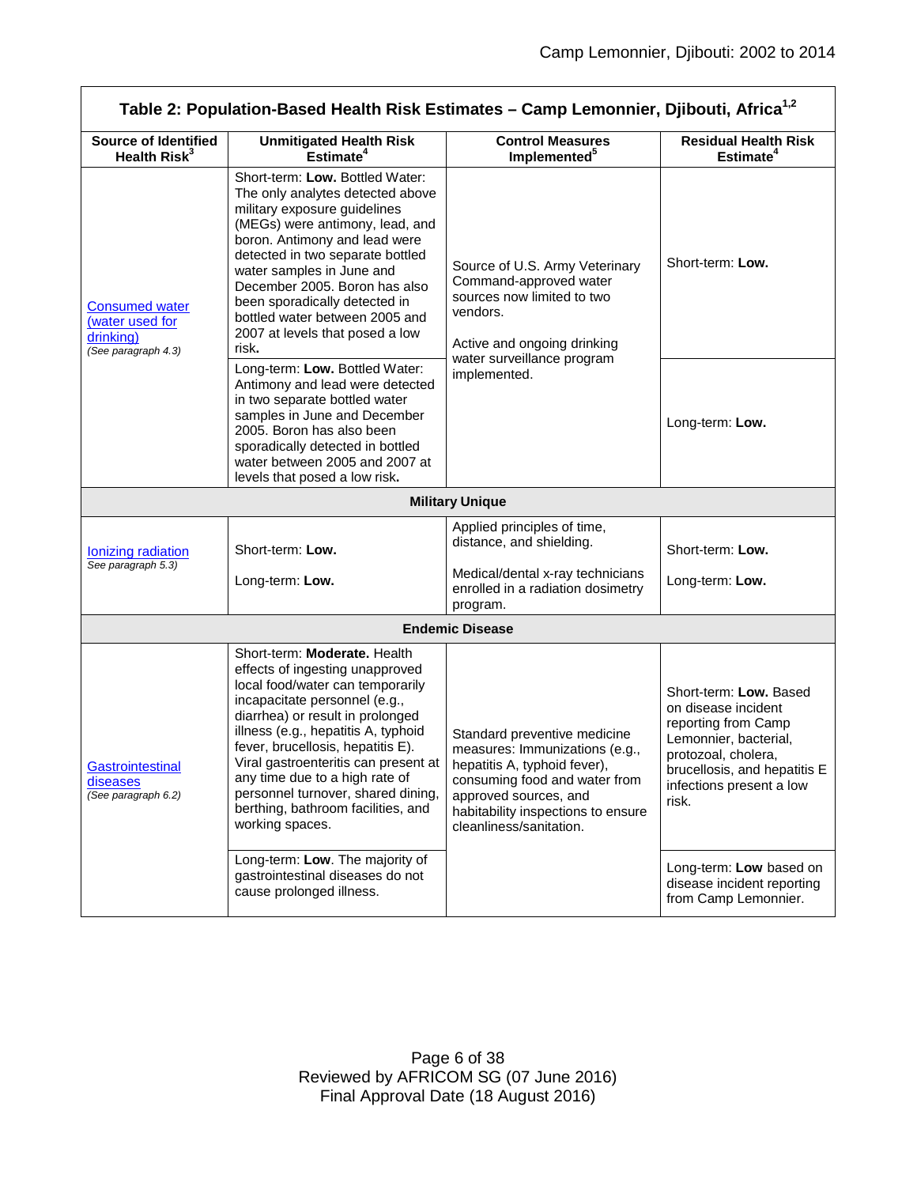**Table 2: Population-Based Health Risk Estimates – Camp Lemonnier, Djibouti, Africa[1,2]**

| Source of Identified Health Risk[3] | Unmitigated Health Risk Estimate[4] | Control Measures Implemented[5] | Residual Health Risk Estimate[4] |
|---|---|---|---|
| Consumed water (water used for drinking) *(See paragraph 4.3)* | Short-term: **Low.** Bottled Water: The only analytes detected above military exposure guidelines (MEGs) were antimony, lead, and boron. Antimony and lead were detected in two separate bottled water samples in June and December 2005. Boron has also been sporadically detected in bottled water between 2005 and 2007 at levels that posed a low risk**.** | Source of U.S. Army Veterinary Command-approved water sources now limited to two vendors. Active and ongoing drinking water surveillance program implemented. | Short-term: **Low.** |
| | Long-term: **Low.** Bottled Water: Antimony and lead were detected in two separate bottled water samples in June and December 2005. Boron has also been sporadically detected in bottled water between 2005 and 2007 at levels that posed a low risk**.** | | Long-term: **Low.** |
| **Military Unique** | | | |
| Ionizing radiation *See paragraph 5.3)* | Short-term: **Low.** Long-term: **Low.** | Applied principles of time, distance, and shielding. Medical/dental x-ray technicians enrolled in a radiation dosimetry program. | Short-term: **Low.** Long-term: **Low.** |
| **Endemic Disease** | | | |
| Gastrointestinal diseases *(See paragraph 6.2)* | Short-term: **Moderate.** Health effects of ingesting unapproved local food/water can temporarily incapacitate personnel (e.g., diarrhea) or result in prolonged illness (e.g., hepatitis A, typhoid fever, brucellosis, hepatitis E). Viral gastroenteritis can present at any time due to a high rate of personnel turnover, shared dining, berthing, bathroom facilities, and working spaces. | Standard preventive medicine measures: Immunizations (e.g., hepatitis A, typhoid fever), consuming food and water from approved sources, and habitability inspections to ensure cleanliness/sanitation. | Short-term: **Low.** Based on disease incident reporting from Camp Lemonnier, bacterial, protozoal, cholera, brucellosis, and hepatitis E infections present a low risk. |
| | Long-term: **Low**. The majority of gastrointestinal diseases do not cause prolonged illness. | | Long-term: **Low** based on disease incident reporting from Camp Lemonnier. |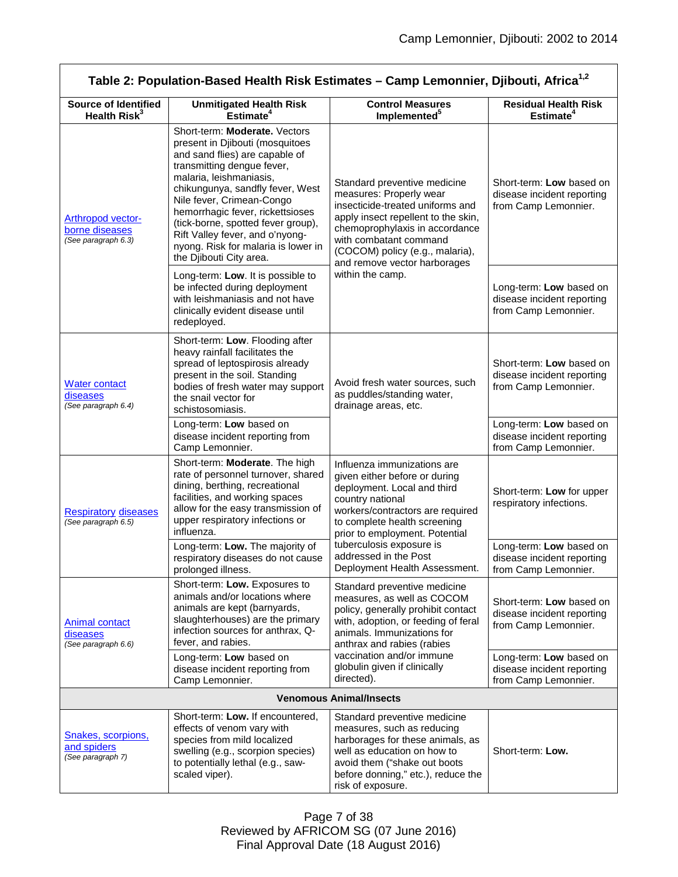| Table 2: Population-Based Health Risk Estimates – Camp Lemonnier, Djibouti, Africa[1,2] | | | |
|---|---|---|---|
| **Source of Identified Health Risk[3]** | **Unmitigated Health Risk Estimate[4]** | **Control Measures Implemented[5]** | **Residual Health Risk Estimate[4]** |
| Arthropod vector-borne diseases *(See paragraph 6.3)* | Short-term: **Moderate.** Vectors present in Djibouti (mosquitoes and sand flies) are capable of transmitting dengue fever, malaria, leishmaniasis, chikungunya, sandfly fever, West Nile fever, Crimean-Congo hemorrhagic fever, rickettsioses (tick-borne, spotted fever group), Rift Valley fever, and o'nyong-nyong. Risk for malaria is lower in the Djibouti City area. | Standard preventive medicine measures: Properly wear insecticide-treated uniforms and apply insect repellent to the skin, chemoprophylaxis in accordance with combatant command (COCOM) policy (e.g., malaria), and remove vector harborages within the camp. | Short-term: **Low** based on disease incident reporting from Camp Lemonnier. |
| | Long-term: **Low**. It is possible to be infected during deployment with leishmaniasis and not have clinically evident disease until redeployed. | | Long-term: **Low** based on disease incident reporting from Camp Lemonnier. |
| Water contact diseases *(See paragraph 6.4)* | Short-term: **Low**. Flooding after heavy rainfall facilitates the spread of leptospirosis already present in the soil. Standing bodies of fresh water may support the snail vector for schistosomiasis. | Avoid fresh water sources, such as puddles/standing water, drainage areas, etc. | Short-term: **Low** based on disease incident reporting from Camp Lemonnier. |
| | Long-term: **Low** based on disease incident reporting from Camp Lemonnier. | | Long-term: **Low** based on disease incident reporting from Camp Lemonnier. |
| Respiratory diseases *(See paragraph 6.5)* | Short-term: **Moderate**. The high rate of personnel turnover, shared dining, berthing, recreational facilities, and working spaces allow for the easy transmission of upper respiratory infections or influenza. | Influenza immunizations are given either before or during deployment. Local and third country national workers/contractors are required to complete health screening prior to employment. Potential tuberculosis exposure is addressed in the Post Deployment Health Assessment. | Short-term: **Low** for upper respiratory infections. |
| | Long-term: **Low.** The majority of respiratory diseases do not cause prolonged illness. | | Long-term: **Low** based on disease incident reporting from Camp Lemonnier. |
| Animal contact diseases *(See paragraph 6.6)* | Short-term: **Low.** Exposures to animals and/or locations where animals are kept (barnyards, slaughterhouses) are the primary infection sources for anthrax, Q-fever, and rabies. | Standard preventive medicine measures, as well as COCOM policy, generally prohibit contact with, adoption, or feeding of feral animals. Immunizations for anthrax and rabies (rabies vaccination and/or immune globulin given if clinically directed). | Short-term: **Low** based on disease incident reporting from Camp Lemonnier. |
| | Long-term: **Low** based on disease incident reporting from Camp Lemonnier. | | Long-term: **Low** based on disease incident reporting from Camp Lemonnier. |
| **Venomous Animal/Insects** | | | |
| Snakes, scorpions, and spiders *(See paragraph 7)* | Short-term: **Low.** If encountered, effects of venom vary with species from mild localized swelling (e.g., scorpion species) to potentially lethal (e.g., saw-scaled viper). | Standard preventive medicine measures, such as reducing harborages for these animals, as well as education on how to avoid them ("shake out boots before donning," etc.), reduce the risk of exposure. | Short-term: **Low.** |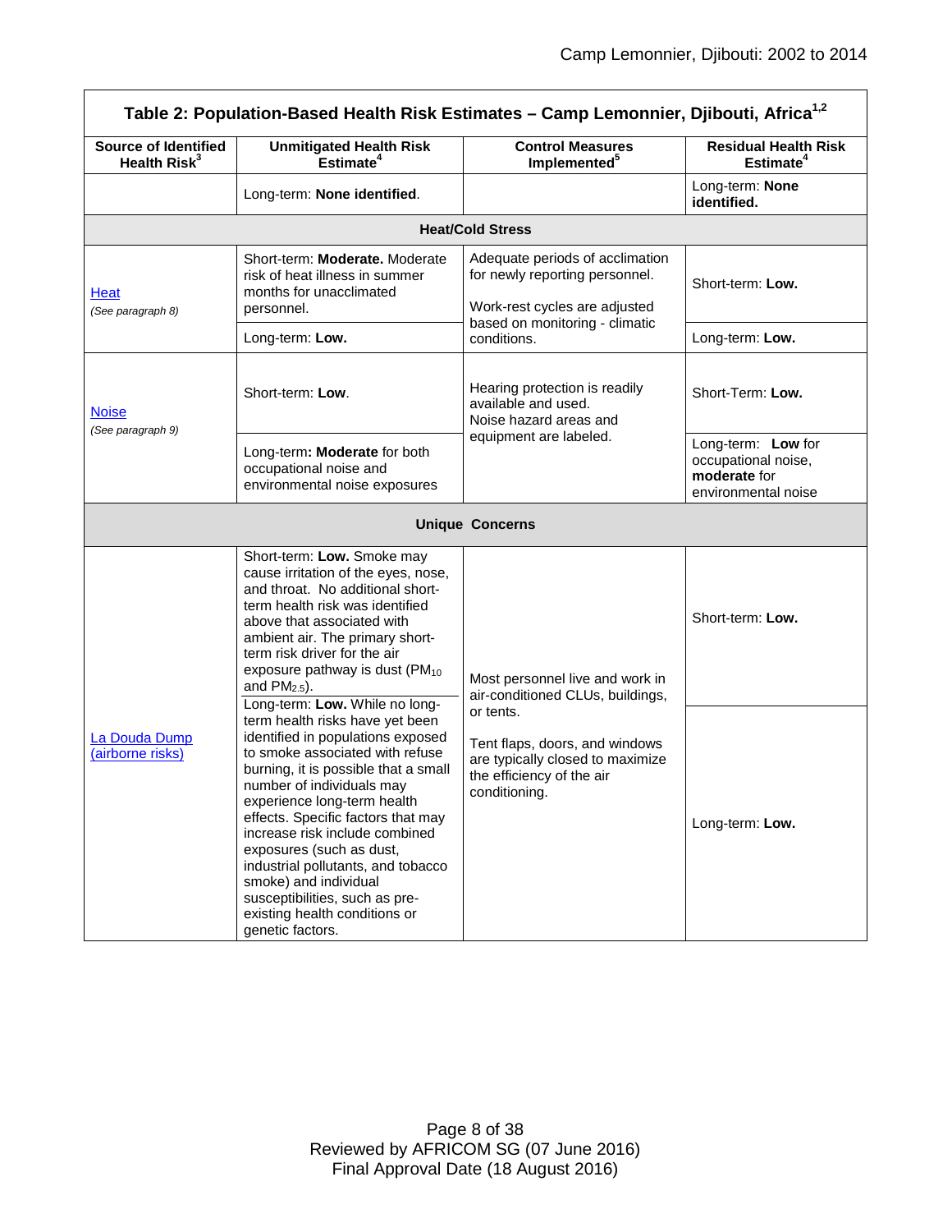| Table 2: Population-Based Health Risk Estimates – Camp Lemonnier, Djibouti, Africa[1,2] | | | |
|---|---|---|---|
| **Source of Identified Health Risk[3]** | **Unmitigated Health Risk Estimate[4]** | **Control Measures Implemented[5]** | **Residual Health Risk Estimate[4]** |
| | Long-term: **None identified**. | | Long-term: **None identified.** |
| **Heat/Cold Stress** | | | |
| Heat *(See paragraph 8)* | Short-term: **Moderate.** Moderate risk of heat illness in summer months for unacclimated personnel. | Adequate periods of acclimation for newly reporting personnel. Work-rest cycles are adjusted based on monitoring - climatic conditions. | Short-term: **Low.** |
| | Long-term: **Low.** | | Long-term: **Low.** |
| Noise *(See paragraph 9)* | Short-term: **Low**. | Hearing protection is readily available and used. Noise hazard areas and equipment are labeled. | Short-Term: **Low.** |
| | Long-term**: Moderate** for both occupational noise and environmental noise exposures | | Long-term: **Low** for occupational noise, **moderate** for environmental noise |
| **Unique Concerns** | | | |
| La Douda Dump (airborne risks) | Short-term: **Low.** Smoke may cause irritation of the eyes, nose, and throat. No additional short-term health risk was identified above that associated with ambient air. The primary short-term risk driver for the air exposure pathway is dust ($PM_{10}$ and $PM_{2.5}$). | Most personnel live and work in air-conditioned CLUs, buildings, or tents. Tent flaps, doors, and windows are typically closed to maximize the efficiency of the air conditioning. | Short-term: **Low.** |
| | Long-term: **Low.** While no long-term health risks have yet been identified in populations exposed to smoke associated with refuse burning, it is possible that a small number of individuals may experience long-term health effects. Specific factors that may increase risk include combined exposures (such as dust, industrial pollutants, and tobacco smoke) and individual susceptibilities, such as pre-existing health conditions or genetic factors. | | Long-term: **Low.** |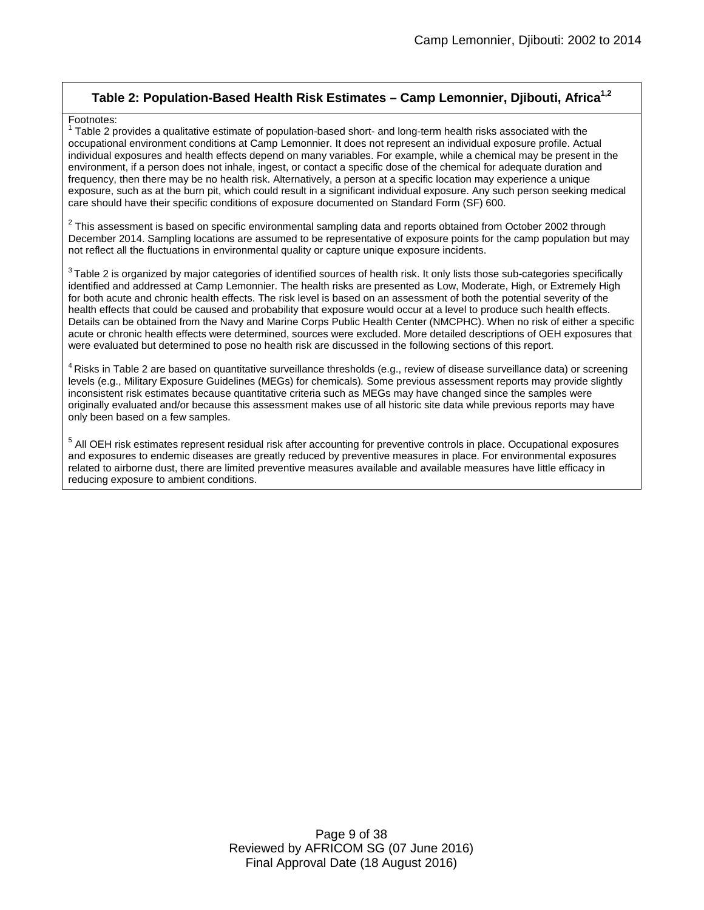## Table 2: Population-Based Health Risk Estimates – Camp Lemonnier, Djibouti, Africa[1,2]

Footnotes:

[1] Table 2 provides a qualitative estimate of population-based short- and long-term health risks associated with the occupational environment conditions at Camp Lemonnier. It does not represent an individual exposure profile. Actual individual exposures and health effects depend on many variables. For example, while a chemical may be present in the environment, if a person does not inhale, ingest, or contact a specific dose of the chemical for adequate duration and frequency, then there may be no health risk. Alternatively, a person at a specific location may experience a unique exposure, such as at the burn pit, which could result in a significant individual exposure. Any such person seeking medical care should have their specific conditions of exposure documented on Standard Form (SF) 600.

[2] This assessment is based on specific environmental sampling data and reports obtained from October 2002 through December 2014. Sampling locations are assumed to be representative of exposure points for the camp population but may not reflect all the fluctuations in environmental quality or capture unique exposure incidents.

[3] Table 2 is organized by major categories of identified sources of health risk. It only lists those sub-categories specifically identified and addressed at Camp Lemonnier. The health risks are presented as Low, Moderate, High, or Extremely High for both acute and chronic health effects. The risk level is based on an assessment of both the potential severity of the health effects that could be caused and probability that exposure would occur at a level to produce such health effects. Details can be obtained from the Navy and Marine Corps Public Health Center (NMCPHC). When no risk of either a specific acute or chronic health effects were determined, sources were excluded. More detailed descriptions of OEH exposures that were evaluated but determined to pose no health risk are discussed in the following sections of this report.

[4] Risks in Table 2 are based on quantitative surveillance thresholds (e.g., review of disease surveillance data) or screening levels (e.g., Military Exposure Guidelines (MEGs) for chemicals). Some previous assessment reports may provide slightly inconsistent risk estimates because quantitative criteria such as MEGs may have changed since the samples were originally evaluated and/or because this assessment makes use of all historic site data while previous reports may have only been based on a few samples.

[5] All OEH risk estimates represent residual risk after accounting for preventive controls in place. Occupational exposures and exposures to endemic diseases are greatly reduced by preventive measures in place. For environmental exposures related to airborne dust, there are limited preventive measures available and available measures have little efficacy in reducing exposure to ambient conditions.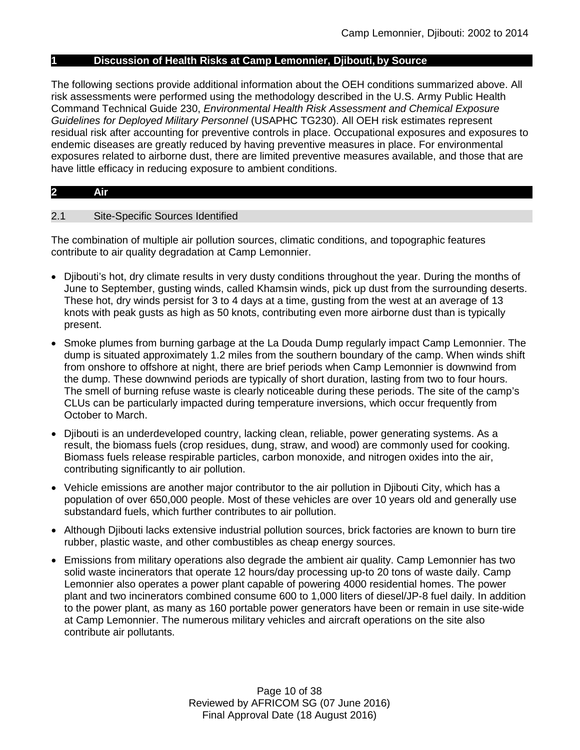# 1 Discussion of Health Risks at Camp Lemonnier, Djibouti, by Source

The following sections provide additional information about the OEH conditions summarized above. All risk assessments were performed using the methodology described in the U.S. Army Public Health Command Technical Guide 230, *Environmental Health Risk Assessment and Chemical Exposure Guidelines for Deployed Military Personnel* (USAPHC TG230). All OEH risk estimates represent residual risk after accounting for preventive controls in place. Occupational exposures and exposures to endemic diseases are greatly reduced by having preventive measures in place. For environmental exposures related to airborne dust, there are limited preventive measures available, and those that are have little efficacy in reducing exposure to ambient conditions.

# 2 Air

## 2.1 Site-Specific Sources Identified

The combination of multiple air pollution sources, climatic conditions, and topographic features contribute to air quality degradation at Camp Lemonnier.

- Djibouti's hot, dry climate results in very dusty conditions throughout the year. During the months of June to September, gusting winds, called Khamsin winds, pick up dust from the surrounding deserts. These hot, dry winds persist for 3 to 4 days at a time, gusting from the west at an average of 13 knots with peak gusts as high as 50 knots, contributing even more airborne dust than is typically present.
- Smoke plumes from burning garbage at the La Douda Dump regularly impact Camp Lemonnier. The dump is situated approximately 1.2 miles from the southern boundary of the camp. When winds shift from onshore to offshore at night, there are brief periods when Camp Lemonnier is downwind from the dump. These downwind periods are typically of short duration, lasting from two to four hours. The smell of burning refuse waste is clearly noticeable during these periods. The site of the camp's CLUs can be particularly impacted during temperature inversions, which occur frequently from October to March.
- Djibouti is an underdeveloped country, lacking clean, reliable, power generating systems. As a result, the biomass fuels (crop residues, dung, straw, and wood) are commonly used for cooking. Biomass fuels release respirable particles, carbon monoxide, and nitrogen oxides into the air, contributing significantly to air pollution.
- Vehicle emissions are another major contributor to the air pollution in Djibouti City, which has a population of over 650,000 people. Most of these vehicles are over 10 years old and generally use substandard fuels, which further contributes to air pollution.
- Although Djibouti lacks extensive industrial pollution sources, brick factories are known to burn tire rubber, plastic waste, and other combustibles as cheap energy sources.
- Emissions from military operations also degrade the ambient air quality. Camp Lemonnier has two solid waste incinerators that operate 12 hours/day processing up-to 20 tons of waste daily. Camp Lemonnier also operates a power plant capable of powering 4000 residential homes. The power plant and two incinerators combined consume 600 to 1,000 liters of diesel/JP-8 fuel daily. In addition to the power plant, as many as 160 portable power generators have been or remain in use site-wide at Camp Lemonnier. The numerous military vehicles and aircraft operations on the site also contribute air pollutants.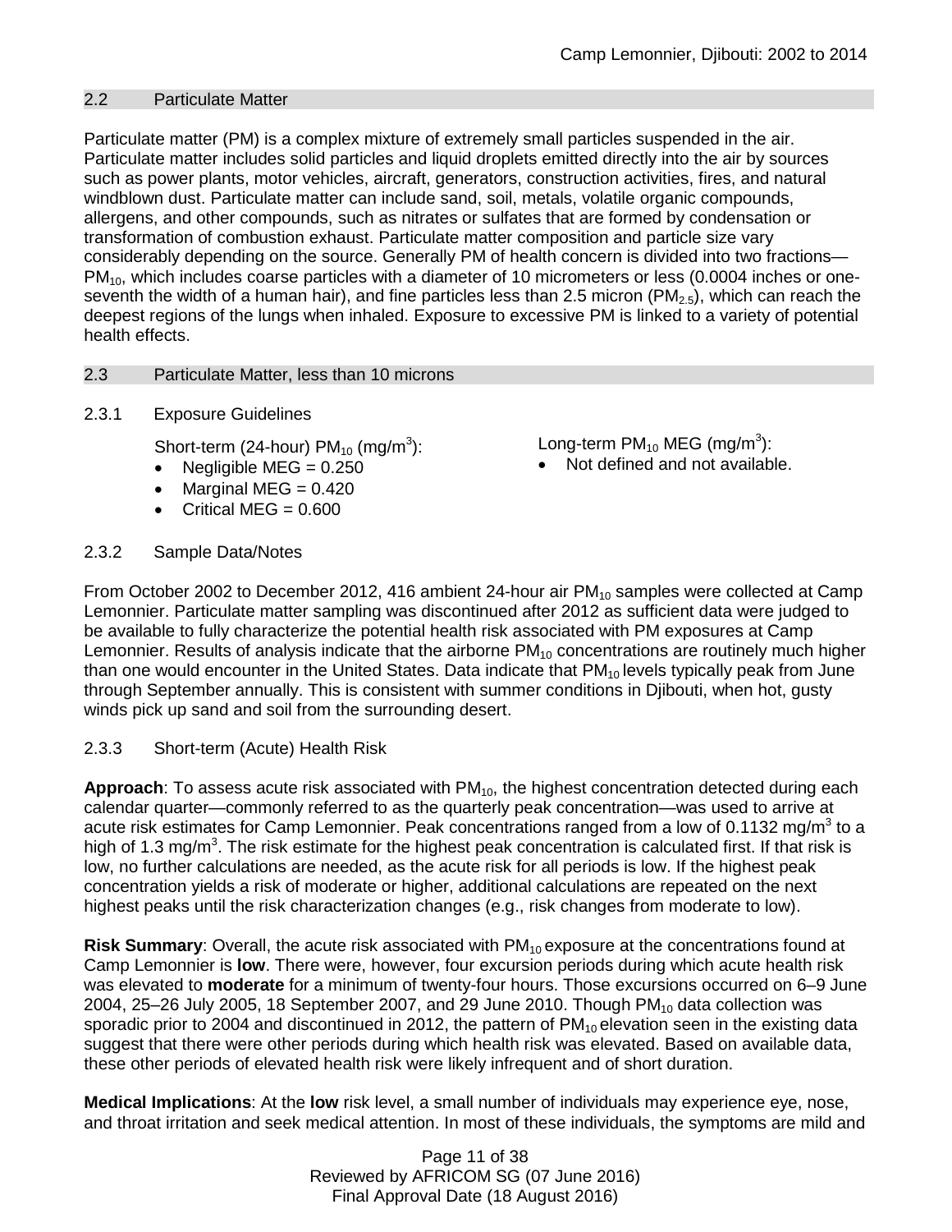## 2.2 Particulate Matter

Particulate matter (PM) is a complex mixture of extremely small particles suspended in the air. Particulate matter includes solid particles and liquid droplets emitted directly into the air by sources such as power plants, motor vehicles, aircraft, generators, construction activities, fires, and natural windblown dust. Particulate matter can include sand, soil, metals, volatile organic compounds, allergens, and other compounds, such as nitrates or sulfates that are formed by condensation or transformation of combustion exhaust. Particulate matter composition and particle size vary considerably depending on the source. Generally PM of health concern is divided into two fractions—$PM_{10}$, which includes coarse particles with a diameter of 10 micrometers or less (0.0004 inches or one-seventh the width of a human hair), and fine particles less than 2.5 micron ($PM_{2.5}$), which can reach the deepest regions of the lungs when inhaled. Exposure to excessive PM is linked to a variety of potential health effects.

## 2.3 Particulate Matter, less than 10 microns

### 2.3.1 Exposure Guidelines

Short-term (24-hour) $PM_{10}$ ($mg/m^3$):

- Negligible MEG = 0.250
- Marginal MEG = 0.420
- Critical MEG = 0.600

Long-term $PM_{10}$ MEG ($mg/m^3$):

- Not defined and not available.

### 2.3.2 Sample Data/Notes

From October 2002 to December 2012, 416 ambient 24-hour air $PM_{10}$ samples were collected at Camp Lemonnier. Particulate matter sampling was discontinued after 2012 as sufficient data were judged to be available to fully characterize the potential health risk associated with PM exposures at Camp Lemonnier. Results of analysis indicate that the airborne $PM_{10}$ concentrations are routinely much higher than one would encounter in the United States. Data indicate that $PM_{10}$ levels typically peak from June through September annually. This is consistent with summer conditions in Djibouti, when hot, gusty winds pick up sand and soil from the surrounding desert.

### 2.3.3 Short-term (Acute) Health Risk

**Approach**: To assess acute risk associated with $PM_{10}$, the highest concentration detected during each calendar quarter—commonly referred to as the quarterly peak concentration—was used to arrive at acute risk estimates for Camp Lemonnier. Peak concentrations ranged from a low of 0.1132 $mg/m^3$ to a high of 1.3 $mg/m^3$. The risk estimate for the highest peak concentration is calculated first. If that risk is low, no further calculations are needed, as the acute risk for all periods is low. If the highest peak concentration yields a risk of moderate or higher, additional calculations are repeated on the next highest peaks until the risk characterization changes (e.g., risk changes from moderate to low).

**Risk Summary**: Overall, the acute risk associated with $PM_{10}$ exposure at the concentrations found at Camp Lemonnier is **low**. There were, however, four excursion periods during which acute health risk was elevated to **moderate** for a minimum of twenty-four hours. Those excursions occurred on 6–9 June 2004, 25–26 July 2005, 18 September 2007, and 29 June 2010. Though $PM_{10}$ data collection was sporadic prior to 2004 and discontinued in 2012, the pattern of $PM_{10}$ elevation seen in the existing data suggest that there were other periods during which health risk was elevated. Based on available data, these other periods of elevated health risk were likely infrequent and of short duration.

**Medical Implications**: At the **low** risk level, a small number of individuals may experience eye, nose, and throat irritation and seek medical attention. In most of these individuals, the symptoms are mild and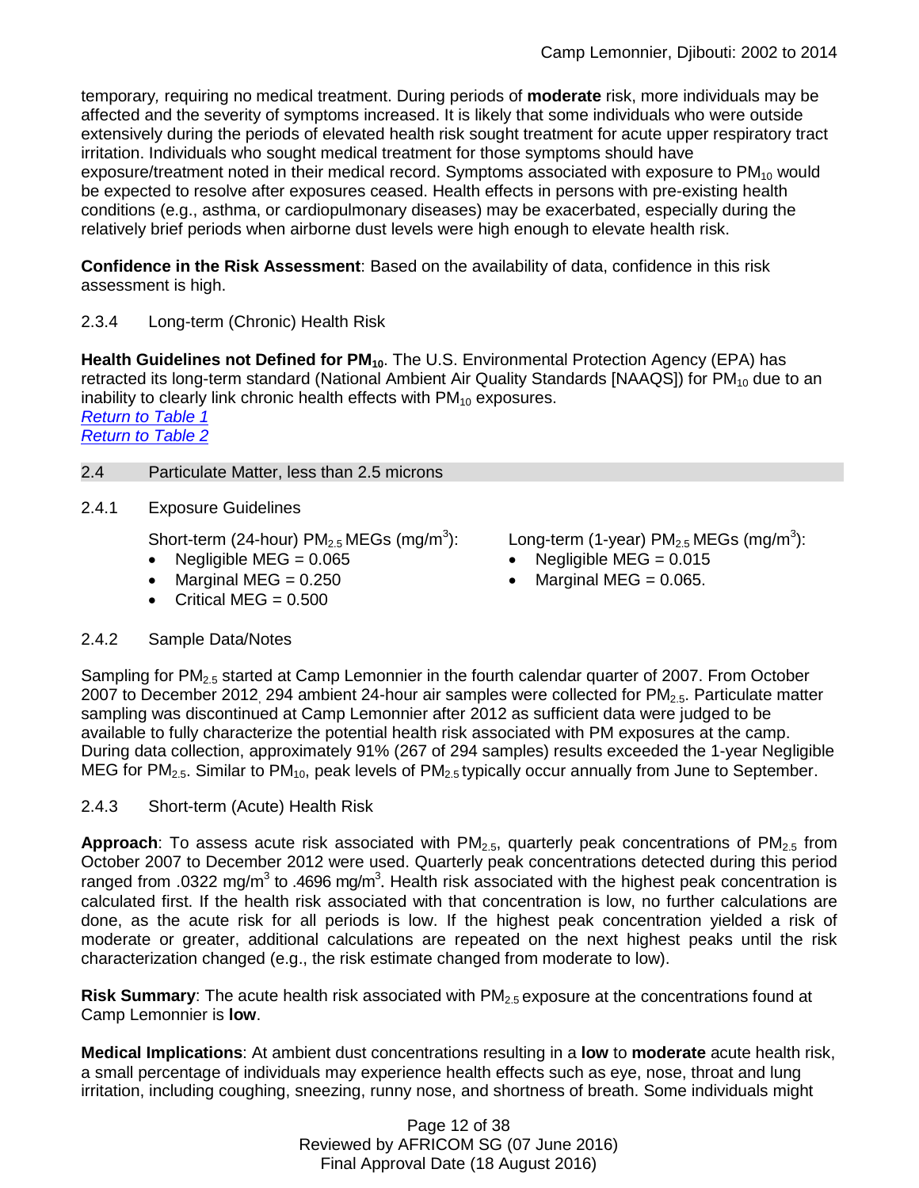temporary*,* requiring no medical treatment. During periods of **moderate** risk, more individuals may be affected and the severity of symptoms increased. It is likely that some individuals who were outside extensively during the periods of elevated health risk sought treatment for acute upper respiratory tract irritation. Individuals who sought medical treatment for those symptoms should have exposure/treatment noted in their medical record. Symptoms associated with exposure to $PM_{10}$ would be expected to resolve after exposures ceased. Health effects in persons with pre-existing health conditions (e.g., asthma, or cardiopulmonary diseases) may be exacerbated, especially during the relatively brief periods when airborne dust levels were high enough to elevate health risk.

**Confidence in the Risk Assessment**: Based on the availability of data, confidence in this risk assessment is high.

#### 2.3.4 Long-term (Chronic) Health Risk

**Health Guidelines not Defined for $PM_{10}$.** The U.S. Environmental Protection Agency (EPA) has retracted its long-term standard (National Ambient Air Quality Standards [NAAQS]) for $PM_{10}$ due to an inability to clearly link chronic health effects with $PM_{10}$ exposures.

*Return to Table 1*
*Return to Table 2*

### 2.4 Particulate Matter, less than 2.5 microns

#### 2.4.1 Exposure Guidelines

Short-term (24-hour) $PM_{2.5}$ MEGs ($mg/m^3$):

- Negligible MEG = 0.065
- Marginal MEG = 0.250
- Critical MEG = 0.500

Long-term (1-year) $PM_{2.5}$ MEGs ($mg/m^3$):

- Negligible MEG = 0.015
- Marginal MEG = 0.065.

#### 2.4.2 Sample Data/Notes

Sampling for $PM_{2.5}$ started at Camp Lemonnier in the fourth calendar quarter of 2007. From October 2007 to December 2012, 294 ambient 24-hour air samples were collected for $PM_{2.5}$. Particulate matter sampling was discontinued at Camp Lemonnier after 2012 as sufficient data were judged to be available to fully characterize the potential health risk associated with PM exposures at the camp. During data collection, approximately 91% (267 of 294 samples) results exceeded the 1-year Negligible MEG for $PM_{2.5}$. Similar to $PM_{10}$, peak levels of $PM_{2.5}$ typically occur annually from June to September.

#### 2.4.3 Short-term (Acute) Health Risk

**Approach**: To assess acute risk associated with $PM_{2.5}$, quarterly peak concentrations of $PM_{2.5}$ from October 2007 to December 2012 were used. Quarterly peak concentrations detected during this period ranged from .0322 $mg/m^3$ to .4696 $mg/m^3$. Health risk associated with the highest peak concentration is calculated first. If the health risk associated with that concentration is low, no further calculations are done, as the acute risk for all periods is low. If the highest peak concentration yielded a risk of moderate or greater, additional calculations are repeated on the next highest peaks until the risk characterization changed (e.g., the risk estimate changed from moderate to low).

**Risk Summary**: The acute health risk associated with $PM_{2.5}$ exposure at the concentrations found at Camp Lemonnier is **low**.

**Medical Implications**: At ambient dust concentrations resulting in a **low** to **moderate** acute health risk, a small percentage of individuals may experience health effects such as eye, nose, throat and lung irritation, including coughing, sneezing, runny nose, and shortness of breath. Some individuals might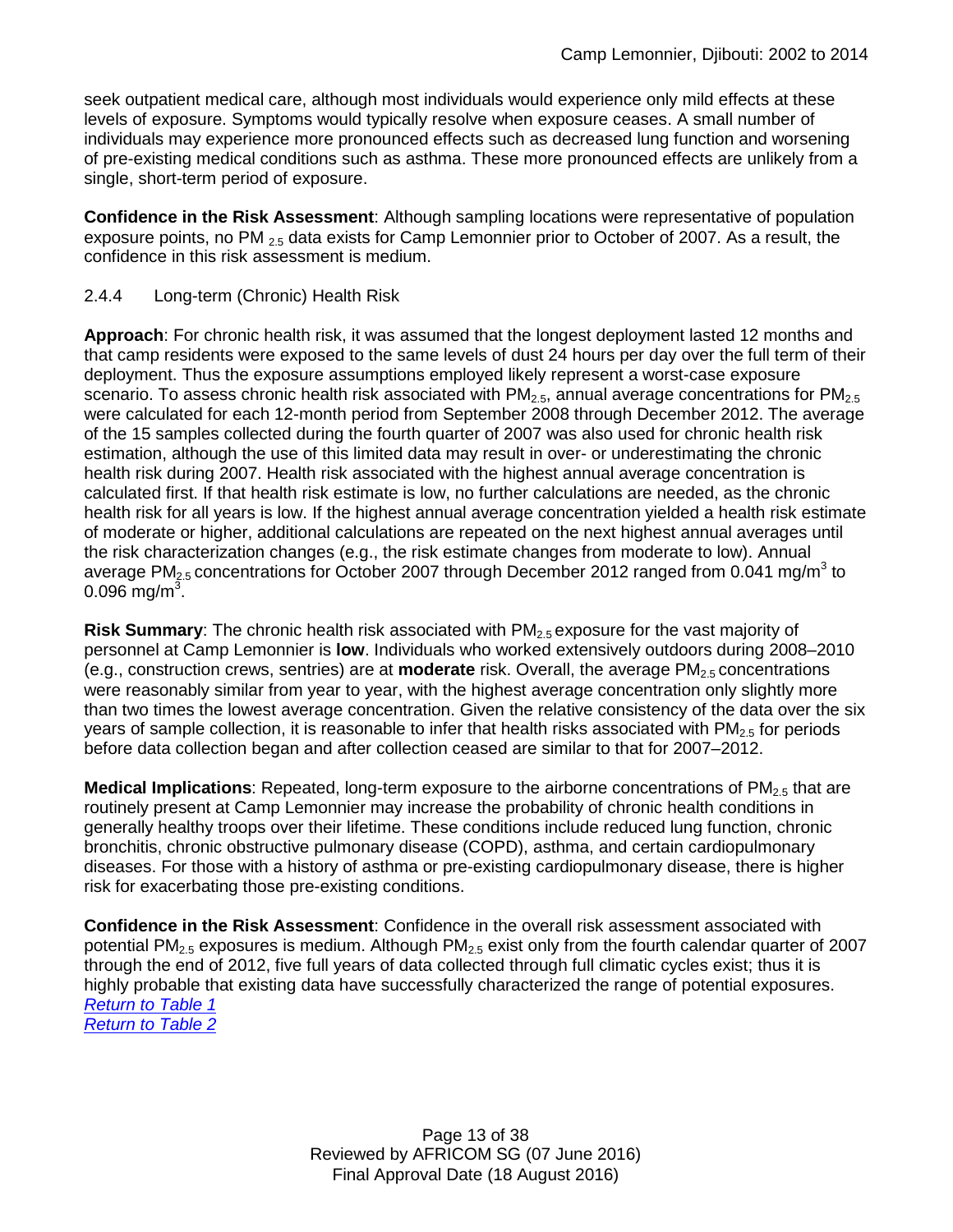seek outpatient medical care, although most individuals would experience only mild effects at these levels of exposure. Symptoms would typically resolve when exposure ceases. A small number of individuals may experience more pronounced effects such as decreased lung function and worsening of pre-existing medical conditions such as asthma. These more pronounced effects are unlikely from a single, short-term period of exposure.

**Confidence in the Risk Assessment**: Although sampling locations were representative of population exposure points, no $PM_{2.5}$ data exists for Camp Lemonnier prior to October of 2007. As a result, the confidence in this risk assessment is medium.

### 2.4.4 Long-term (Chronic) Health Risk

**Approach**: For chronic health risk, it was assumed that the longest deployment lasted 12 months and that camp residents were exposed to the same levels of dust 24 hours per day over the full term of their deployment. Thus the exposure assumptions employed likely represent a worst-case exposure scenario. To assess chronic health risk associated with $PM_{2.5}$, annual average concentrations for $PM_{2.5}$ were calculated for each 12-month period from September 2008 through December 2012. The average of the 15 samples collected during the fourth quarter of 2007 was also used for chronic health risk estimation, although the use of this limited data may result in over- or underestimating the chronic health risk during 2007. Health risk associated with the highest annual average concentration is calculated first. If that health risk estimate is low, no further calculations are needed, as the chronic health risk for all years is low. If the highest annual average concentration yielded a health risk estimate of moderate or higher, additional calculations are repeated on the next highest annual averages until the risk characterization changes (e.g., the risk estimate changes from moderate to low). Annual average $PM_{2.5}$ concentrations for October 2007 through December 2012 ranged from 0.041 $mg/m^3$ to 0.096 $mg/m^3$.

**Risk Summary**: The chronic health risk associated with $PM_{2.5}$ exposure for the vast majority of personnel at Camp Lemonnier is **low**. Individuals who worked extensively outdoors during 2008–2010 (e.g., construction crews, sentries) are at **moderate** risk. Overall, the average $PM_{2.5}$ concentrations were reasonably similar from year to year, with the highest average concentration only slightly more than two times the lowest average concentration. Given the relative consistency of the data over the six years of sample collection, it is reasonable to infer that health risks associated with $PM_{2.5}$ for periods before data collection began and after collection ceased are similar to that for 2007–2012.

**Medical Implications**: Repeated, long-term exposure to the airborne concentrations of $PM_{2.5}$ that are routinely present at Camp Lemonnier may increase the probability of chronic health conditions in generally healthy troops over their lifetime. These conditions include reduced lung function, chronic bronchitis, chronic obstructive pulmonary disease (COPD), asthma, and certain cardiopulmonary diseases. For those with a history of asthma or pre-existing cardiopulmonary disease, there is higher risk for exacerbating those pre-existing conditions.

**Confidence in the Risk Assessment**: Confidence in the overall risk assessment associated with potential $PM_{2.5}$ exposures is medium. Although $PM_{2.5}$ exist only from the fourth calendar quarter of 2007 through the end of 2012, five full years of data collected through full climatic cycles exist; thus it is highly probable that existing data have successfully characterized the range of potential exposures.
*Return to Table 1*
*Return to Table 2*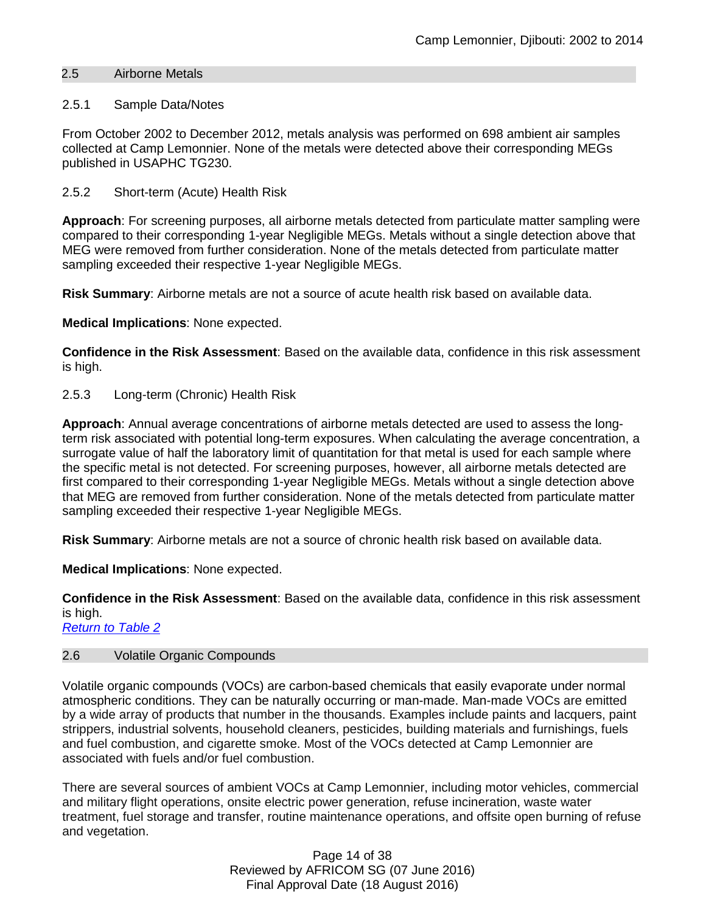## 2.5 Airborne Metals

### 2.5.1 Sample Data/Notes

From October 2002 to December 2012, metals analysis was performed on 698 ambient air samples collected at Camp Lemonnier. None of the metals were detected above their corresponding MEGs published in USAPHC TG230.

### 2.5.2 Short-term (Acute) Health Risk

**Approach**: For screening purposes, all airborne metals detected from particulate matter sampling were compared to their corresponding 1-year Negligible MEGs. Metals without a single detection above that MEG were removed from further consideration. None of the metals detected from particulate matter sampling exceeded their respective 1-year Negligible MEGs.

**Risk Summary**: Airborne metals are not a source of acute health risk based on available data.

**Medical Implications**: None expected.

**Confidence in the Risk Assessment**: Based on the available data, confidence in this risk assessment is high.

### 2.5.3 Long-term (Chronic) Health Risk

**Approach**: Annual average concentrations of airborne metals detected are used to assess the long-term risk associated with potential long-term exposures. When calculating the average concentration, a surrogate value of half the laboratory limit of quantitation for that metal is used for each sample where the specific metal is not detected. For screening purposes, however, all airborne metals detected are first compared to their corresponding 1-year Negligible MEGs. Metals without a single detection above that MEG are removed from further consideration. None of the metals detected from particulate matter sampling exceeded their respective 1-year Negligible MEGs.

**Risk Summary**: Airborne metals are not a source of chronic health risk based on available data.

**Medical Implications**: None expected.

**Confidence in the Risk Assessment**: Based on the available data, confidence in this risk assessment is high.

*Return to Table 2*

## 2.6 Volatile Organic Compounds

Volatile organic compounds (VOCs) are carbon-based chemicals that easily evaporate under normal atmospheric conditions. They can be naturally occurring or man-made. Man-made VOCs are emitted by a wide array of products that number in the thousands. Examples include paints and lacquers, paint strippers, industrial solvents, household cleaners, pesticides, building materials and furnishings, fuels and fuel combustion, and cigarette smoke. Most of the VOCs detected at Camp Lemonnier are associated with fuels and/or fuel combustion.

There are several sources of ambient VOCs at Camp Lemonnier, including motor vehicles, commercial and military flight operations, onsite electric power generation, refuse incineration, waste water treatment, fuel storage and transfer, routine maintenance operations, and offsite open burning of refuse and vegetation.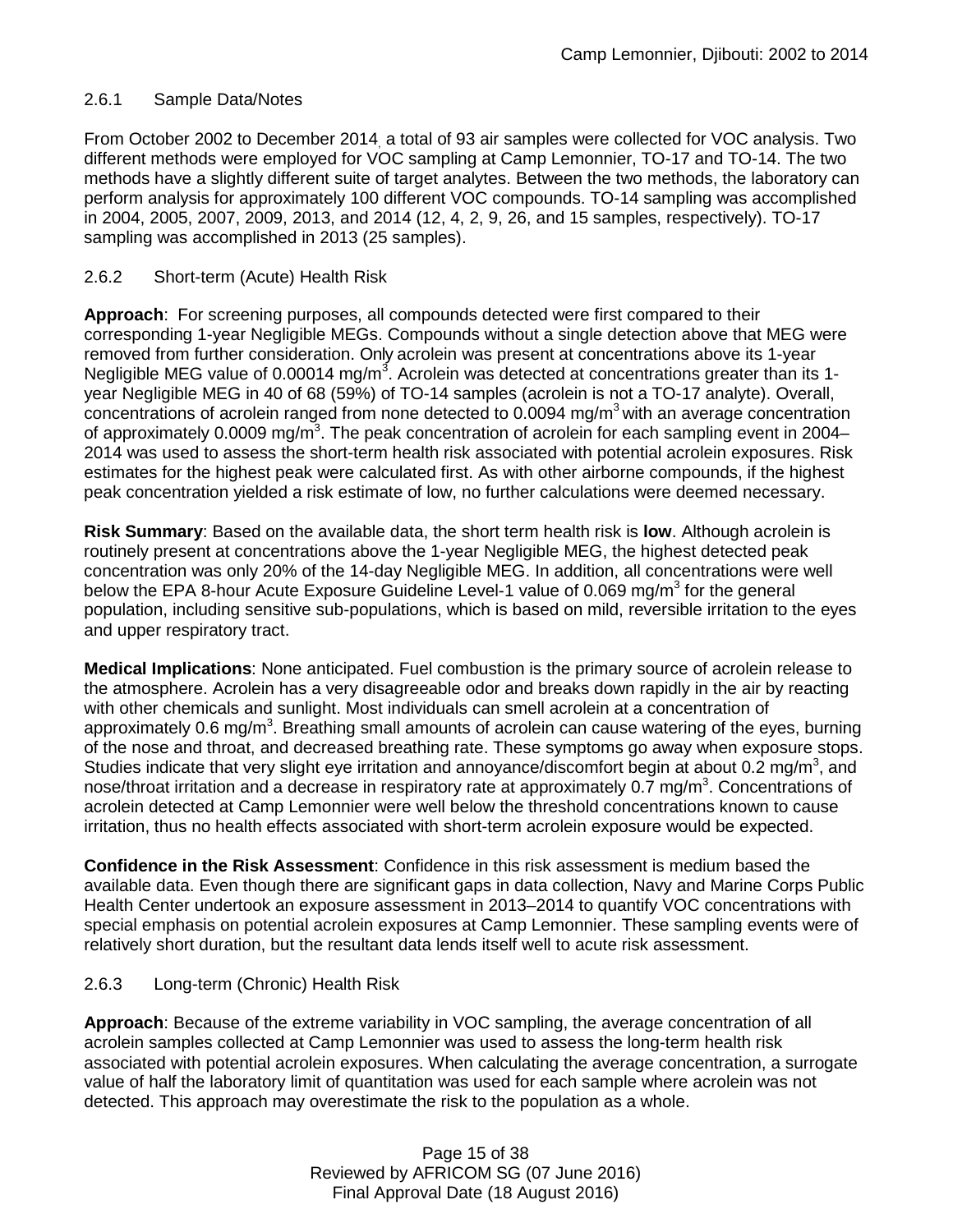### 2.6.1 Sample Data/Notes

From October 2002 to December 2014, a total of 93 air samples were collected for VOC analysis. Two different methods were employed for VOC sampling at Camp Lemonnier, TO-17 and TO-14. The two methods have a slightly different suite of target analytes. Between the two methods, the laboratory can perform analysis for approximately 100 different VOC compounds. TO-14 sampling was accomplished in 2004, 2005, 2007, 2009, 2013, and 2014 (12, 4, 2, 9, 26, and 15 samples, respectively). TO-17 sampling was accomplished in 2013 (25 samples).

### 2.6.2 Short-term (Acute) Health Risk

**Approach**: For screening purposes, all compounds detected were first compared to their corresponding 1-year Negligible MEGs. Compounds without a single detection above that MEG were removed from further consideration. Only acrolein was present at concentrations above its 1-year Negligible MEG value of 0.00014 mg/m$^3$. Acrolein was detected at concentrations greater than its 1-year Negligible MEG in 40 of 68 (59%) of TO-14 samples (acrolein is not a TO-17 analyte). Overall, concentrations of acrolein ranged from none detected to 0.0094 mg/m$^3$ with an average concentration of approximately 0.0009 mg/m$^3$. The peak concentration of acrolein for each sampling event in 2004–2014 was used to assess the short-term health risk associated with potential acrolein exposures. Risk estimates for the highest peak were calculated first. As with other airborne compounds, if the highest peak concentration yielded a risk estimate of low, no further calculations were deemed necessary.

**Risk Summary**: Based on the available data, the short term health risk is **low**. Although acrolein is routinely present at concentrations above the 1-year Negligible MEG, the highest detected peak concentration was only 20% of the 14-day Negligible MEG. In addition, all concentrations were well below the EPA 8-hour Acute Exposure Guideline Level-1 value of 0.069 mg/m$^3$ for the general population, including sensitive sub-populations, which is based on mild, reversible irritation to the eyes and upper respiratory tract.

**Medical Implications**: None anticipated. Fuel combustion is the primary source of acrolein release to the atmosphere. Acrolein has a very disagreeable odor and breaks down rapidly in the air by reacting with other chemicals and sunlight. Most individuals can smell acrolein at a concentration of approximately 0.6 mg/m$^3$. Breathing small amounts of acrolein can cause watering of the eyes, burning of the nose and throat, and decreased breathing rate. These symptoms go away when exposure stops. Studies indicate that very slight eye irritation and annoyance/discomfort begin at about 0.2 mg/m$^3$, and nose/throat irritation and a decrease in respiratory rate at approximately 0.7 mg/m$^3$. Concentrations of acrolein detected at Camp Lemonnier were well below the threshold concentrations known to cause irritation, thus no health effects associated with short-term acrolein exposure would be expected.

**Confidence in the Risk Assessment**: Confidence in this risk assessment is medium based the available data. Even though there are significant gaps in data collection, Navy and Marine Corps Public Health Center undertook an exposure assessment in 2013–2014 to quantify VOC concentrations with special emphasis on potential acrolein exposures at Camp Lemonnier. These sampling events were of relatively short duration, but the resultant data lends itself well to acute risk assessment.

### 2.6.3 Long-term (Chronic) Health Risk

**Approach**: Because of the extreme variability in VOC sampling, the average concentration of all acrolein samples collected at Camp Lemonnier was used to assess the long-term health risk associated with potential acrolein exposures. When calculating the average concentration, a surrogate value of half the laboratory limit of quantitation was used for each sample where acrolein was not detected. This approach may overestimate the risk to the population as a whole.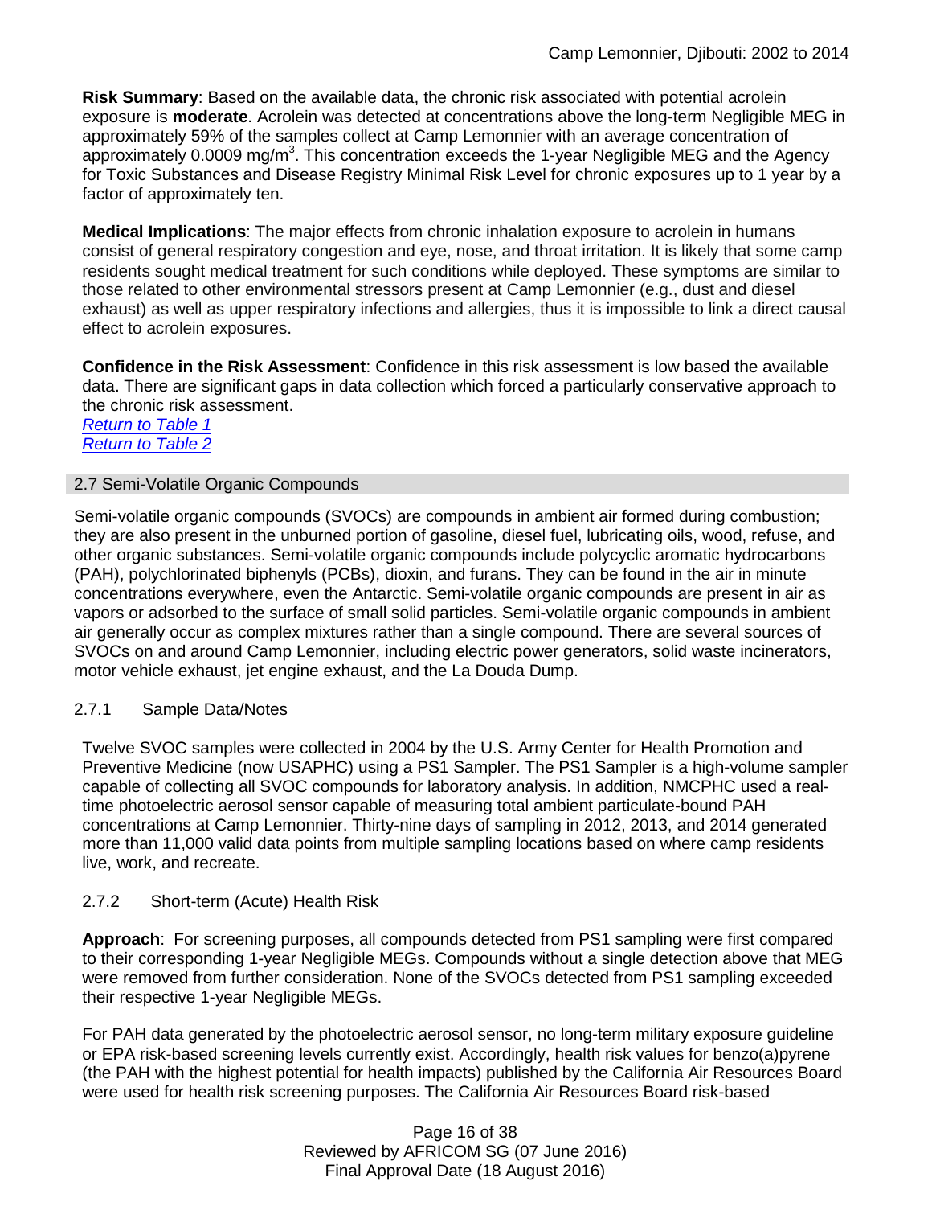**Risk Summary**: Based on the available data, the chronic risk associated with potential acrolein exposure is **moderate**. Acrolein was detected at concentrations above the long-term Negligible MEG in approximately 59% of the samples collect at Camp Lemonnier with an average concentration of approximately 0.0009 mg/m$^3$. This concentration exceeds the 1-year Negligible MEG and the Agency for Toxic Substances and Disease Registry Minimal Risk Level for chronic exposures up to 1 year by a factor of approximately ten.

**Medical Implications**: The major effects from chronic inhalation exposure to acrolein in humans consist of general respiratory congestion and eye, nose, and throat irritation. It is likely that some camp residents sought medical treatment for such conditions while deployed. These symptoms are similar to those related to other environmental stressors present at Camp Lemonnier (e.g., dust and diesel exhaust) as well as upper respiratory infections and allergies, thus it is impossible to link a direct causal effect to acrolein exposures.

**Confidence in the Risk Assessment**: Confidence in this risk assessment is low based the available data. There are significant gaps in data collection which forced a particularly conservative approach to the chronic risk assessment.
*Return to Table 1*
*Return to Table 2*

## 2.7 Semi-Volatile Organic Compounds

Semi-volatile organic compounds (SVOCs) are compounds in ambient air formed during combustion; they are also present in the unburned portion of gasoline, diesel fuel, lubricating oils, wood, refuse, and other organic substances. Semi-volatile organic compounds include polycyclic aromatic hydrocarbons (PAH), polychlorinated biphenyls (PCBs), dioxin, and furans. They can be found in the air in minute concentrations everywhere, even the Antarctic. Semi-volatile organic compounds are present in air as vapors or adsorbed to the surface of small solid particles. Semi-volatile organic compounds in ambient air generally occur as complex mixtures rather than a single compound. There are several sources of SVOCs on and around Camp Lemonnier, including electric power generators, solid waste incinerators, motor vehicle exhaust, jet engine exhaust, and the La Douda Dump.

### 2.7.1 Sample Data/Notes

Twelve SVOC samples were collected in 2004 by the U.S. Army Center for Health Promotion and Preventive Medicine (now USAPHC) using a PS1 Sampler. The PS1 Sampler is a high-volume sampler capable of collecting all SVOC compounds for laboratory analysis. In addition, NMCPHC used a real-time photoelectric aerosol sensor capable of measuring total ambient particulate-bound PAH concentrations at Camp Lemonnier. Thirty-nine days of sampling in 2012, 2013, and 2014 generated more than 11,000 valid data points from multiple sampling locations based on where camp residents live, work, and recreate.

### 2.7.2 Short-term (Acute) Health Risk

**Approach**: For screening purposes, all compounds detected from PS1 sampling were first compared to their corresponding 1-year Negligible MEGs. Compounds without a single detection above that MEG were removed from further consideration. None of the SVOCs detected from PS1 sampling exceeded their respective 1-year Negligible MEGs.

For PAH data generated by the photoelectric aerosol sensor, no long-term military exposure guideline or EPA risk-based screening levels currently exist. Accordingly, health risk values for benzo(a)pyrene (the PAH with the highest potential for health impacts) published by the California Air Resources Board were used for health risk screening purposes. The California Air Resources Board risk-based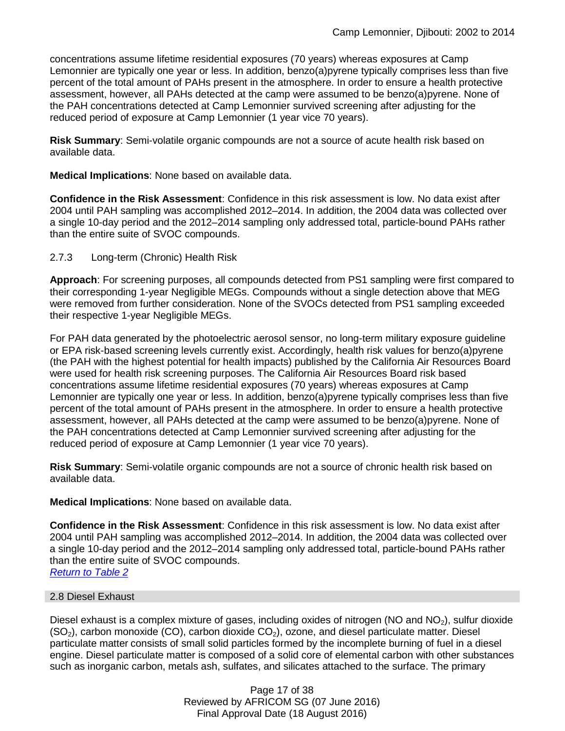concentrations assume lifetime residential exposures (70 years) whereas exposures at Camp Lemonnier are typically one year or less. In addition, benzo(a)pyrene typically comprises less than five percent of the total amount of PAHs present in the atmosphere. In order to ensure a health protective assessment, however, all PAHs detected at the camp were assumed to be benzo(a)pyrene. None of the PAH concentrations detected at Camp Lemonnier survived screening after adjusting for the reduced period of exposure at Camp Lemonnier (1 year vice 70 years).

**Risk Summary**: Semi-volatile organic compounds are not a source of acute health risk based on available data.

**Medical Implications**: None based on available data.

**Confidence in the Risk Assessment**: Confidence in this risk assessment is low. No data exist after 2004 until PAH sampling was accomplished 2012–2014. In addition, the 2004 data was collected over a single 10-day period and the 2012–2014 sampling only addressed total, particle-bound PAHs rather than the entire suite of SVOC compounds.

#### 2.7.3 Long-term (Chronic) Health Risk

**Approach**: For screening purposes, all compounds detected from PS1 sampling were first compared to their corresponding 1-year Negligible MEGs. Compounds without a single detection above that MEG were removed from further consideration. None of the SVOCs detected from PS1 sampling exceeded their respective 1-year Negligible MEGs.

For PAH data generated by the photoelectric aerosol sensor, no long-term military exposure guideline or EPA risk-based screening levels currently exist. Accordingly, health risk values for benzo(a)pyrene (the PAH with the highest potential for health impacts) published by the California Air Resources Board were used for health risk screening purposes. The California Air Resources Board risk based concentrations assume lifetime residential exposures (70 years) whereas exposures at Camp Lemonnier are typically one year or less. In addition, benzo(a)pyrene typically comprises less than five percent of the total amount of PAHs present in the atmosphere. In order to ensure a health protective assessment, however, all PAHs detected at the camp were assumed to be benzo(a)pyrene. None of the PAH concentrations detected at Camp Lemonnier survived screening after adjusting for the reduced period of exposure at Camp Lemonnier (1 year vice 70 years).

**Risk Summary**: Semi-volatile organic compounds are not a source of chronic health risk based on available data.

**Medical Implications**: None based on available data.

**Confidence in the Risk Assessment**: Confidence in this risk assessment is low. No data exist after 2004 until PAH sampling was accomplished 2012–2014. In addition, the 2004 data was collected over a single 10-day period and the 2012–2014 sampling only addressed total, particle-bound PAHs rather than the entire suite of SVOC compounds.
*Return to Table 2*

### 2.8 Diesel Exhaust

Diesel exhaust is a complex mixture of gases, including oxides of nitrogen (NO and $NO_2$), sulfur dioxide ($SO_2$), carbon monoxide (CO), carbon dioxide $CO_2$), ozone, and diesel particulate matter. Diesel particulate matter consists of small solid particles formed by the incomplete burning of fuel in a diesel engine. Diesel particulate matter is composed of a solid core of elemental carbon with other substances such as inorganic carbon, metals ash, sulfates, and silicates attached to the surface. The primary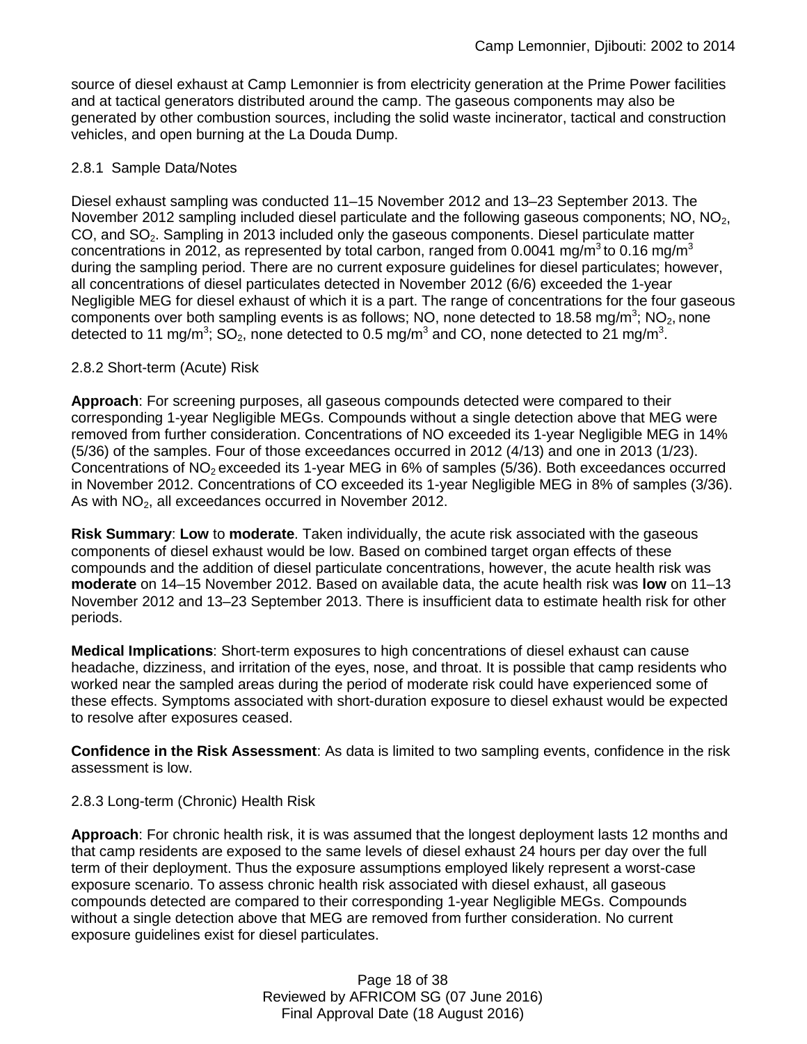source of diesel exhaust at Camp Lemonnier is from electricity generation at the Prime Power facilities and at tactical generators distributed around the camp. The gaseous components may also be generated by other combustion sources, including the solid waste incinerator, tactical and construction vehicles, and open burning at the La Douda Dump.

### 2.8.1 Sample Data/Notes

Diesel exhaust sampling was conducted 11–15 November 2012 and 13–23 September 2013. The November 2012 sampling included diesel particulate and the following gaseous components; NO, $NO_2$, CO, and $SO_2$. Sampling in 2013 included only the gaseous components. Diesel particulate matter concentrations in 2012, as represented by total carbon, ranged from 0.0041 mg/m$^3$ to 0.16 mg/m$^3$ during the sampling period. There are no current exposure guidelines for diesel particulates; however, all concentrations of diesel particulates detected in November 2012 (6/6) exceeded the 1-year Negligible MEG for diesel exhaust of which it is a part. The range of concentrations for the four gaseous components over both sampling events is as follows; NO, none detected to 18.58 mg/m$^3$; $NO_2$, none detected to 11 mg/m$^3$; $SO_2$, none detected to 0.5 mg/m$^3$ and CO, none detected to 21 mg/m$^3$.

### 2.8.2 Short-term (Acute) Risk

**Approach**: For screening purposes, all gaseous compounds detected were compared to their corresponding 1-year Negligible MEGs. Compounds without a single detection above that MEG were removed from further consideration. Concentrations of NO exceeded its 1-year Negligible MEG in 14% (5/36) of the samples. Four of those exceedances occurred in 2012 (4/13) and one in 2013 (1/23). Concentrations of $NO_2$ exceeded its 1-year MEG in 6% of samples (5/36). Both exceedances occurred in November 2012. Concentrations of CO exceeded its 1-year Negligible MEG in 8% of samples (3/36). As with $NO_2$, all exceedances occurred in November 2012.

**Risk Summary**: **Low** to **moderate**. Taken individually, the acute risk associated with the gaseous components of diesel exhaust would be low. Based on combined target organ effects of these compounds and the addition of diesel particulate concentrations, however, the acute health risk was **moderate** on 14–15 November 2012. Based on available data, the acute health risk was **low** on 11–13 November 2012 and 13–23 September 2013. There is insufficient data to estimate health risk for other periods.

**Medical Implications**: Short-term exposures to high concentrations of diesel exhaust can cause headache, dizziness, and irritation of the eyes, nose, and throat. It is possible that camp residents who worked near the sampled areas during the period of moderate risk could have experienced some of these effects. Symptoms associated with short-duration exposure to diesel exhaust would be expected to resolve after exposures ceased.

**Confidence in the Risk Assessment**: As data is limited to two sampling events, confidence in the risk assessment is low.

### 2.8.3 Long-term (Chronic) Health Risk

**Approach**: For chronic health risk, it is was assumed that the longest deployment lasts 12 months and that camp residents are exposed to the same levels of diesel exhaust 24 hours per day over the full term of their deployment. Thus the exposure assumptions employed likely represent a worst-case exposure scenario. To assess chronic health risk associated with diesel exhaust, all gaseous compounds detected are compared to their corresponding 1-year Negligible MEGs. Compounds without a single detection above that MEG are removed from further consideration. No current exposure guidelines exist for diesel particulates.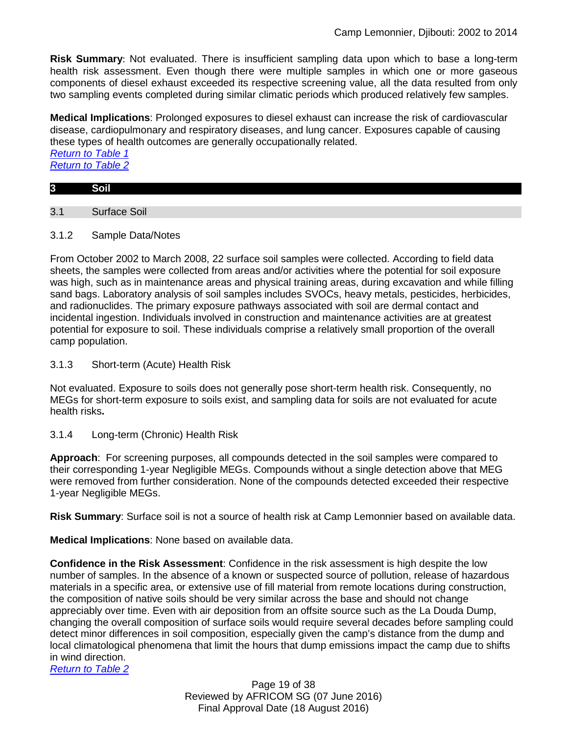**Risk Summary**: Not evaluated. There is insufficient sampling data upon which to base a long-term health risk assessment. Even though there were multiple samples in which one or more gaseous components of diesel exhaust exceeded its respective screening value, all the data resulted from only two sampling events completed during similar climatic periods which produced relatively few samples.

**Medical Implications**: Prolonged exposures to diesel exhaust can increase the risk of cardiovascular disease, cardiopulmonary and respiratory diseases, and lung cancer. Exposures capable of causing these types of health outcomes are generally occupationally related.
*Return to Table 1*
*Return to Table 2*

# 3 Soil

## 3.1 Surface Soil

### 3.1.2 Sample Data/Notes

From October 2002 to March 2008, 22 surface soil samples were collected. According to field data sheets, the samples were collected from areas and/or activities where the potential for soil exposure was high, such as in maintenance areas and physical training areas, during excavation and while filling sand bags. Laboratory analysis of soil samples includes SVOCs, heavy metals, pesticides, herbicides, and radionuclides. The primary exposure pathways associated with soil are dermal contact and incidental ingestion. Individuals involved in construction and maintenance activities are at greatest potential for exposure to soil. These individuals comprise a relatively small proportion of the overall camp population.

### 3.1.3 Short-term (Acute) Health Risk

Not evaluated. Exposure to soils does not generally pose short-term health risk. Consequently, no MEGs for short-term exposure to soils exist, and sampling data for soils are not evaluated for acute health risks**.**

### 3.1.4 Long-term (Chronic) Health Risk

**Approach**: For screening purposes, all compounds detected in the soil samples were compared to their corresponding 1-year Negligible MEGs. Compounds without a single detection above that MEG were removed from further consideration. None of the compounds detected exceeded their respective 1-year Negligible MEGs.

**Risk Summary**: Surface soil is not a source of health risk at Camp Lemonnier based on available data.

**Medical Implications**: None based on available data.

**Confidence in the Risk Assessment**: Confidence in the risk assessment is high despite the low number of samples. In the absence of a known or suspected source of pollution, release of hazardous materials in a specific area, or extensive use of fill material from remote locations during construction, the composition of native soils should be very similar across the base and should not change appreciably over time. Even with air deposition from an offsite source such as the La Douda Dump, changing the overall composition of surface soils would require several decades before sampling could detect minor differences in soil composition, especially given the camp's distance from the dump and local climatological phenomena that limit the hours that dump emissions impact the camp due to shifts in wind direction.
*Return to Table 2*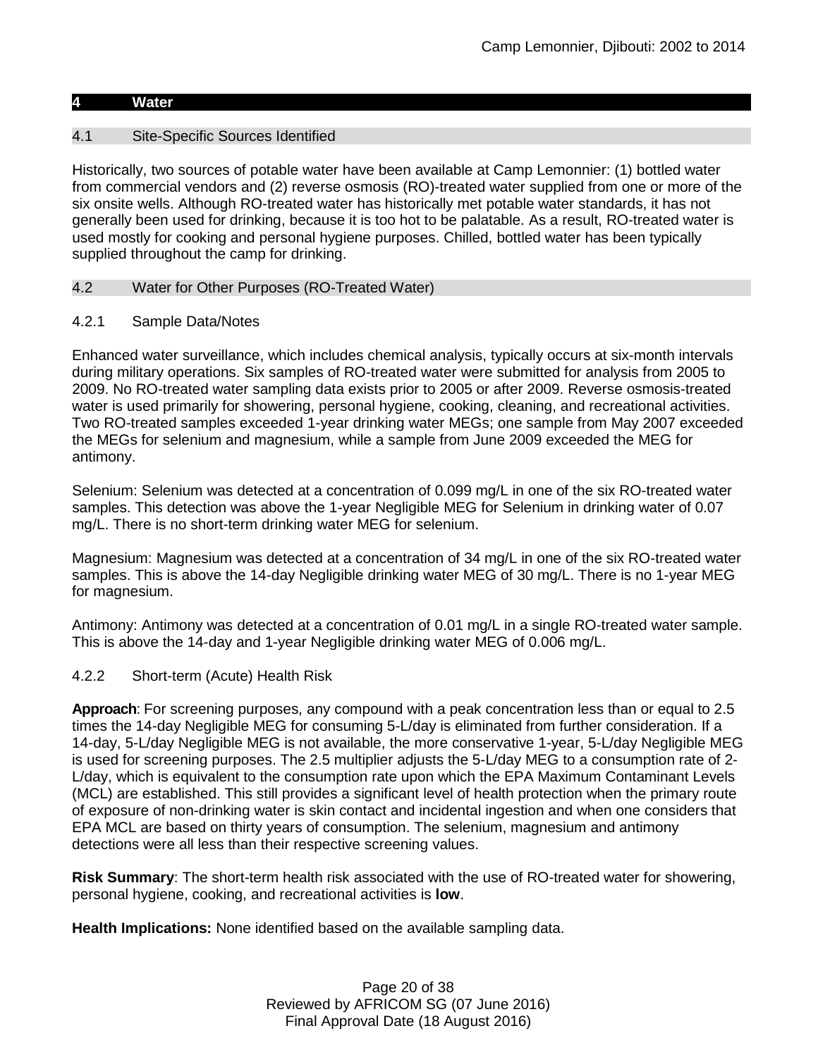## 4 Water

### 4.1 Site-Specific Sources Identified

Historically, two sources of potable water have been available at Camp Lemonnier: (1) bottled water from commercial vendors and (2) reverse osmosis (RO)-treated water supplied from one or more of the six onsite wells. Although RO-treated water has historically met potable water standards, it has not generally been used for drinking, because it is too hot to be palatable. As a result, RO-treated water is used mostly for cooking and personal hygiene purposes. Chilled, bottled water has been typically supplied throughout the camp for drinking.

### 4.2 Water for Other Purposes (RO-Treated Water)

#### 4.2.1 Sample Data/Notes

Enhanced water surveillance, which includes chemical analysis, typically occurs at six-month intervals during military operations. Six samples of RO-treated water were submitted for analysis from 2005 to 2009. No RO-treated water sampling data exists prior to 2005 or after 2009. Reverse osmosis-treated water is used primarily for showering, personal hygiene, cooking, cleaning, and recreational activities. Two RO-treated samples exceeded 1-year drinking water MEGs; one sample from May 2007 exceeded the MEGs for selenium and magnesium, while a sample from June 2009 exceeded the MEG for antimony.

Selenium: Selenium was detected at a concentration of 0.099 mg/L in one of the six RO-treated water samples. This detection was above the 1-year Negligible MEG for Selenium in drinking water of 0.07 mg/L. There is no short-term drinking water MEG for selenium.

Magnesium: Magnesium was detected at a concentration of 34 mg/L in one of the six RO-treated water samples. This is above the 14-day Negligible drinking water MEG of 30 mg/L. There is no 1-year MEG for magnesium.

Antimony: Antimony was detected at a concentration of 0.01 mg/L in a single RO-treated water sample. This is above the 14-day and 1-year Negligible drinking water MEG of 0.006 mg/L.

#### 4.2.2 Short-term (Acute) Health Risk

**Approach**: For screening purposes, any compound with a peak concentration less than or equal to 2.5 times the 14-day Negligible MEG for consuming 5-L/day is eliminated from further consideration. If a 14-day, 5-L/day Negligible MEG is not available, the more conservative 1-year, 5-L/day Negligible MEG is used for screening purposes. The 2.5 multiplier adjusts the 5-L/day MEG to a consumption rate of 2-L/day, which is equivalent to the consumption rate upon which the EPA Maximum Contaminant Levels (MCL) are established. This still provides a significant level of health protection when the primary route of exposure of non-drinking water is skin contact and incidental ingestion and when one considers that EPA MCL are based on thirty years of consumption. The selenium, magnesium and antimony detections were all less than their respective screening values.

**Risk Summary**: The short-term health risk associated with the use of RO-treated water for showering, personal hygiene, cooking, and recreational activities is **low**.

**Health Implications:** None identified based on the available sampling data.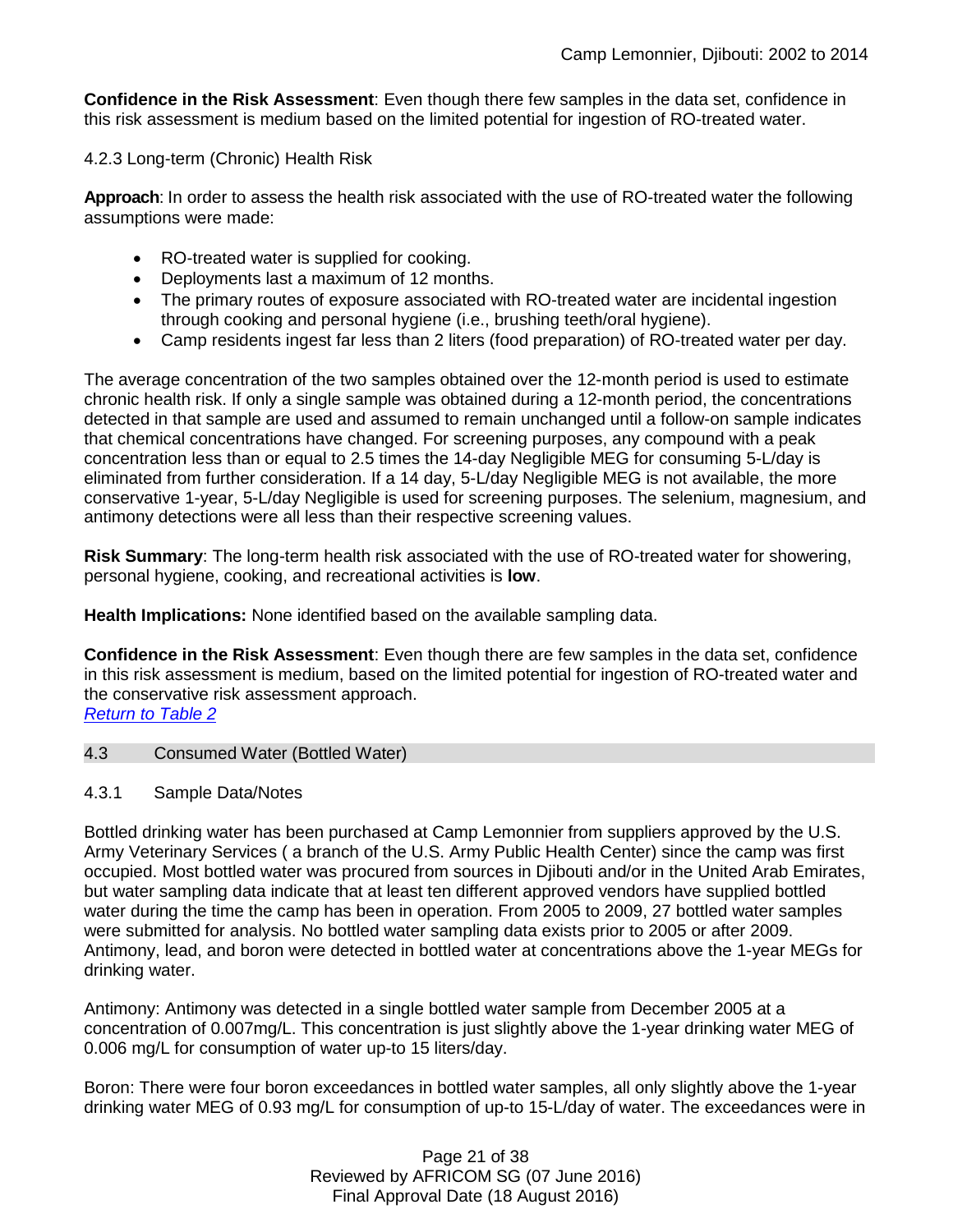**Confidence in the Risk Assessment**: Even though there few samples in the data set, confidence in this risk assessment is medium based on the limited potential for ingestion of RO-treated water.

4.2.3 Long-term (Chronic) Health Risk

**Approach**: In order to assess the health risk associated with the use of RO-treated water the following assumptions were made:

- RO-treated water is supplied for cooking.
- Deployments last a maximum of 12 months.
- The primary routes of exposure associated with RO-treated water are incidental ingestion through cooking and personal hygiene (i.e., brushing teeth/oral hygiene).
- Camp residents ingest far less than 2 liters (food preparation) of RO-treated water per day.

The average concentration of the two samples obtained over the 12-month period is used to estimate chronic health risk. If only a single sample was obtained during a 12-month period, the concentrations detected in that sample are used and assumed to remain unchanged until a follow-on sample indicates that chemical concentrations have changed. For screening purposes, any compound with a peak concentration less than or equal to 2.5 times the 14-day Negligible MEG for consuming 5-L/day is eliminated from further consideration. If a 14 day, 5-L/day Negligible MEG is not available, the more conservative 1-year, 5-L/day Negligible is used for screening purposes. The selenium, magnesium, and antimony detections were all less than their respective screening values.

**Risk Summary**: The long-term health risk associated with the use of RO-treated water for showering, personal hygiene, cooking, and recreational activities is **low**.

**Health Implications:** None identified based on the available sampling data.

**Confidence in the Risk Assessment**: Even though there are few samples in the data set, confidence in this risk assessment is medium, based on the limited potential for ingestion of RO-treated water and the conservative risk assessment approach.
*Return to Table 2*

## 4.3 Consumed Water (Bottled Water)

### 4.3.1 Sample Data/Notes

Bottled drinking water has been purchased at Camp Lemonnier from suppliers approved by the U.S. Army Veterinary Services ( a branch of the U.S. Army Public Health Center) since the camp was first occupied. Most bottled water was procured from sources in Djibouti and/or in the United Arab Emirates, but water sampling data indicate that at least ten different approved vendors have supplied bottled water during the time the camp has been in operation. From 2005 to 2009, 27 bottled water samples were submitted for analysis. No bottled water sampling data exists prior to 2005 or after 2009. Antimony, lead, and boron were detected in bottled water at concentrations above the 1-year MEGs for drinking water.

Antimony: Antimony was detected in a single bottled water sample from December 2005 at a concentration of 0.007mg/L. This concentration is just slightly above the 1-year drinking water MEG of 0.006 mg/L for consumption of water up-to 15 liters/day.

Boron: There were four boron exceedances in bottled water samples, all only slightly above the 1-year drinking water MEG of 0.93 mg/L for consumption of up-to 15-L/day of water. The exceedances were in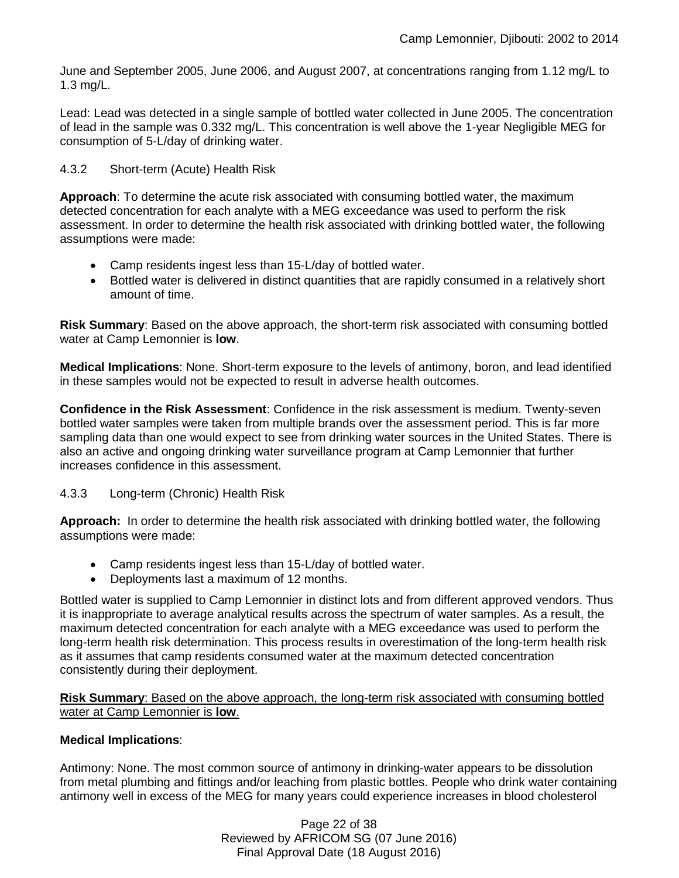June and September 2005, June 2006, and August 2007, at concentrations ranging from 1.12 mg/L to 1.3 mg/L.

Lead: Lead was detected in a single sample of bottled water collected in June 2005. The concentration of lead in the sample was 0.332 mg/L. This concentration is well above the 1-year Negligible MEG for consumption of 5-L/day of drinking water.

### 4.3.2 Short-term (Acute) Health Risk

**Approach**: To determine the acute risk associated with consuming bottled water, the maximum detected concentration for each analyte with a MEG exceedance was used to perform the risk assessment. In order to determine the health risk associated with drinking bottled water, the following assumptions were made:

- Camp residents ingest less than 15-L/day of bottled water.
- Bottled water is delivered in distinct quantities that are rapidly consumed in a relatively short amount of time.

**Risk Summary**: Based on the above approach, the short-term risk associated with consuming bottled water at Camp Lemonnier is **low**.

**Medical Implications**: None. Short-term exposure to the levels of antimony, boron, and lead identified in these samples would not be expected to result in adverse health outcomes.

**Confidence in the Risk Assessment**: Confidence in the risk assessment is medium. Twenty-seven bottled water samples were taken from multiple brands over the assessment period. This is far more sampling data than one would expect to see from drinking water sources in the United States. There is also an active and ongoing drinking water surveillance program at Camp Lemonnier that further increases confidence in this assessment.

### 4.3.3 Long-term (Chronic) Health Risk

**Approach:** In order to determine the health risk associated with drinking bottled water, the following assumptions were made:

- Camp residents ingest less than 15-L/day of bottled water.
- Deployments last a maximum of 12 months.

Bottled water is supplied to Camp Lemonnier in distinct lots and from different approved vendors. Thus it is inappropriate to average analytical results across the spectrum of water samples. As a result, the maximum detected concentration for each analyte with a MEG exceedance was used to perform the long-term health risk determination. This process results in overestimation of the long-term health risk as it assumes that camp residents consumed water at the maximum detected concentration consistently during their deployment.

<u>**Risk Summary**: Based on the above approach, the long-term risk associated with consuming bottled water at Camp Lemonnier is **low**.</u>

**Medical Implications**:

Antimony: None. The most common source of antimony in drinking-water appears to be dissolution from metal plumbing and fittings and/or leaching from plastic bottles. People who drink water containing antimony well in excess of the MEG for many years could experience increases in blood cholesterol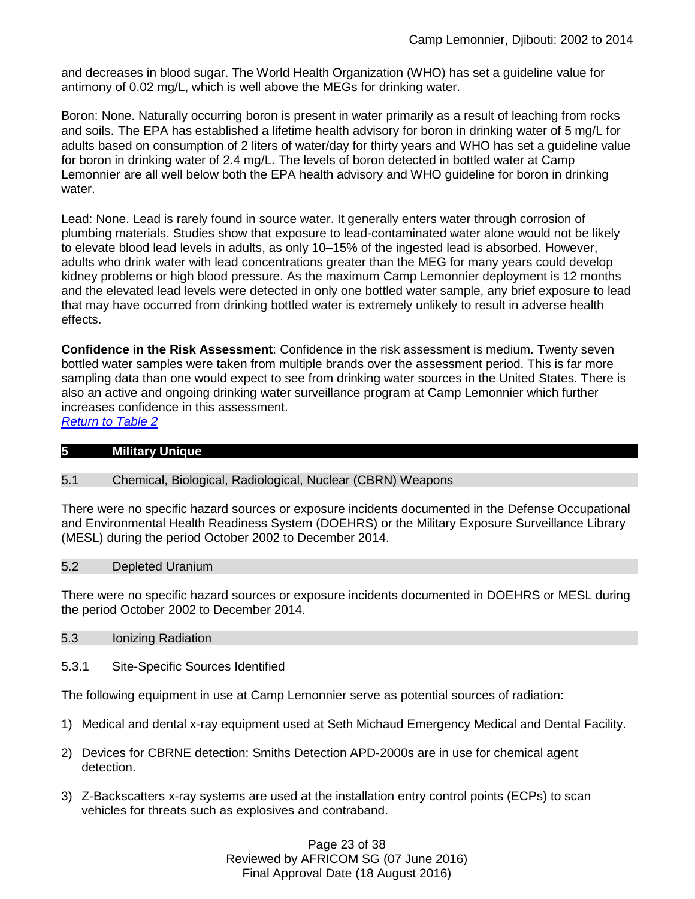and decreases in blood sugar. The World Health Organization (WHO) has set a guideline value for antimony of 0.02 mg/L, which is well above the MEGs for drinking water.

Boron: None. Naturally occurring boron is present in water primarily as a result of leaching from rocks and soils. The EPA has established a lifetime health advisory for boron in drinking water of 5 mg/L for adults based on consumption of 2 liters of water/day for thirty years and WHO has set a guideline value for boron in drinking water of 2.4 mg/L. The levels of boron detected in bottled water at Camp Lemonnier are all well below both the EPA health advisory and WHO guideline for boron in drinking water.

Lead: None. Lead is rarely found in source water. It generally enters water through corrosion of plumbing materials. Studies show that exposure to lead-contaminated water alone would not be likely to elevate blood lead levels in adults, as only 10–15% of the ingested lead is absorbed. However, adults who drink water with lead concentrations greater than the MEG for many years could develop kidney problems or high blood pressure. As the maximum Camp Lemonnier deployment is 12 months and the elevated lead levels were detected in only one bottled water sample, any brief exposure to lead that may have occurred from drinking bottled water is extremely unlikely to result in adverse health effects.

**Confidence in the Risk Assessment**: Confidence in the risk assessment is medium. Twenty seven bottled water samples were taken from multiple brands over the assessment period. This is far more sampling data than one would expect to see from drinking water sources in the United States. There is also an active and ongoing drinking water surveillance program at Camp Lemonnier which further increases confidence in this assessment.
*Return to Table 2*

## 5 Military Unique

### 5.1 Chemical, Biological, Radiological, Nuclear (CBRN) Weapons

There were no specific hazard sources or exposure incidents documented in the Defense Occupational and Environmental Health Readiness System (DOEHRS) or the Military Exposure Surveillance Library (MESL) during the period October 2002 to December 2014.

### 5.2 Depleted Uranium

There were no specific hazard sources or exposure incidents documented in DOEHRS or MESL during the period October 2002 to December 2014.

### 5.3 Ionizing Radiation

#### 5.3.1 Site-Specific Sources Identified

The following equipment in use at Camp Lemonnier serve as potential sources of radiation:

1) Medical and dental x-ray equipment used at Seth Michaud Emergency Medical and Dental Facility.
2) Devices for CBRNE detection: Smiths Detection APD-2000s are in use for chemical agent detection.
3) Z-Backscatters x-ray systems are used at the installation entry control points (ECPs) to scan vehicles for threats such as explosives and contraband.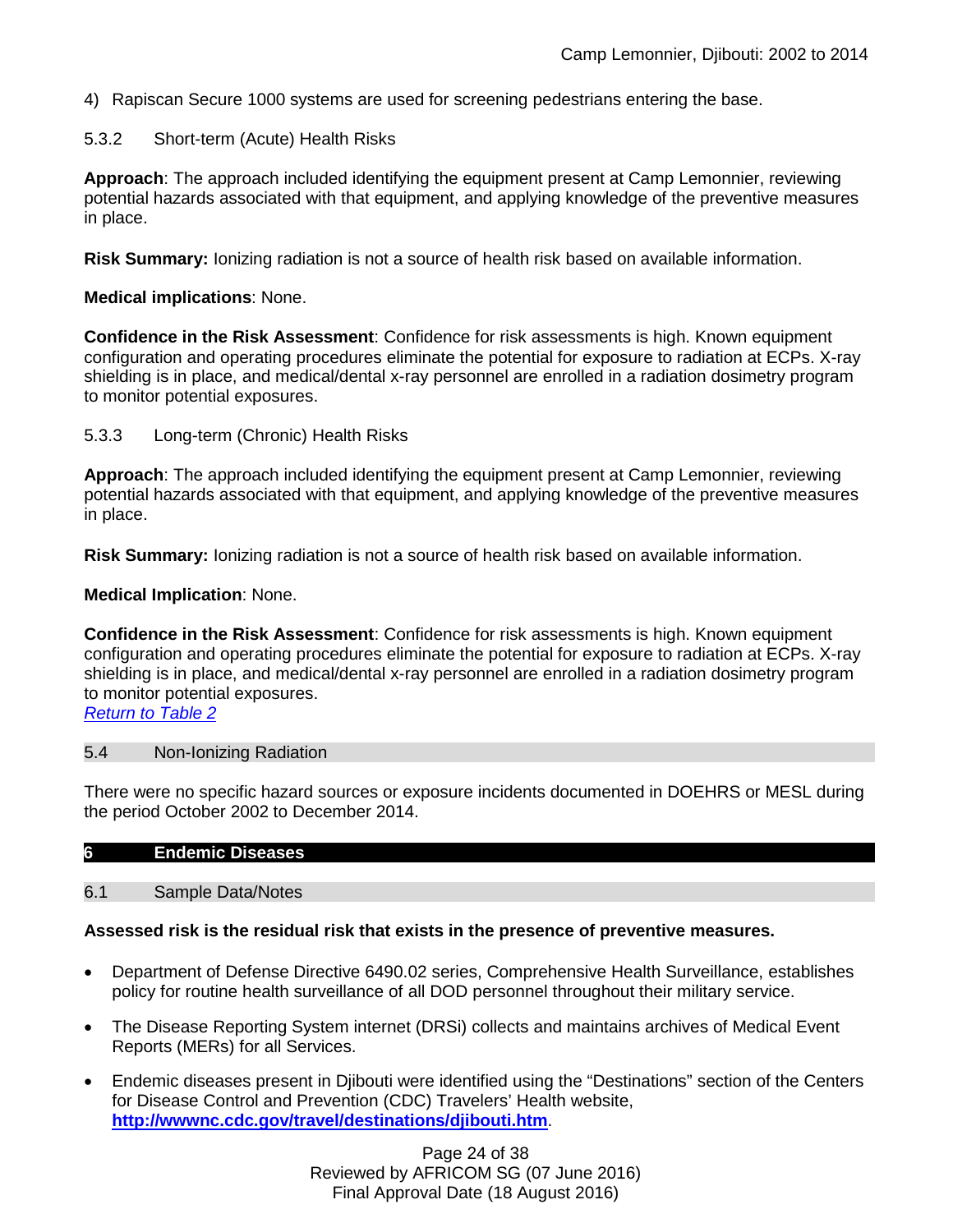4) Rapiscan Secure 1000 systems are used for screening pedestrians entering the base.

### 5.3.2 Short-term (Acute) Health Risks

**Approach**: The approach included identifying the equipment present at Camp Lemonnier, reviewing potential hazards associated with that equipment, and applying knowledge of the preventive measures in place.

**Risk Summary:** Ionizing radiation is not a source of health risk based on available information.

**Medical implications**: None.

**Confidence in the Risk Assessment**: Confidence for risk assessments is high. Known equipment configuration and operating procedures eliminate the potential for exposure to radiation at ECPs. X-ray shielding is in place, and medical/dental x-ray personnel are enrolled in a radiation dosimetry program to monitor potential exposures.

### 5.3.3 Long-term (Chronic) Health Risks

**Approach**: The approach included identifying the equipment present at Camp Lemonnier, reviewing potential hazards associated with that equipment, and applying knowledge of the preventive measures in place.

**Risk Summary:** Ionizing radiation is not a source of health risk based on available information.

**Medical Implication**: None.

**Confidence in the Risk Assessment**: Confidence for risk assessments is high. Known equipment configuration and operating procedures eliminate the potential for exposure to radiation at ECPs. X-ray shielding is in place, and medical/dental x-ray personnel are enrolled in a radiation dosimetry program to monitor potential exposures.
*Return to Table 2*

## 5.4 Non-Ionizing Radiation

There were no specific hazard sources or exposure incidents documented in DOEHRS or MESL during the period October 2002 to December 2014.

# 6 Endemic Diseases

## 6.1 Sample Data/Notes

**Assessed risk is the residual risk that exists in the presence of preventive measures.**

- Department of Defense Directive 6490.02 series, Comprehensive Health Surveillance, establishes policy for routine health surveillance of all DOD personnel throughout their military service.
- The Disease Reporting System internet (DRSi) collects and maintains archives of Medical Event Reports (MERs) for all Services.
- Endemic diseases present in Djibouti were identified using the "Destinations" section of the Centers for Disease Control and Prevention (CDC) Travelers' Health website, **http://wwwnc.cdc.gov/travel/destinations/djibouti.htm**.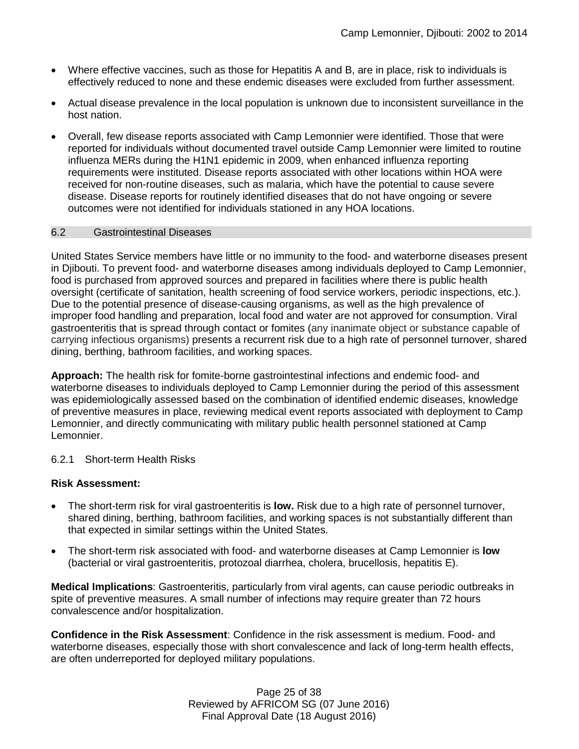- Where effective vaccines, such as those for Hepatitis A and B, are in place, risk to individuals is effectively reduced to none and these endemic diseases were excluded from further assessment.
- Actual disease prevalence in the local population is unknown due to inconsistent surveillance in the host nation.
- Overall, few disease reports associated with Camp Lemonnier were identified. Those that were reported for individuals without documented travel outside Camp Lemonnier were limited to routine influenza MERs during the H1N1 epidemic in 2009, when enhanced influenza reporting requirements were instituted. Disease reports associated with other locations within HOA were received for non-routine diseases, such as malaria, which have the potential to cause severe disease. Disease reports for routinely identified diseases that do not have ongoing or severe outcomes were not identified for individuals stationed in any HOA locations.

## 6.2 Gastrointestinal Diseases

United States Service members have little or no immunity to the food- and waterborne diseases present in Djibouti. To prevent food- and waterborne diseases among individuals deployed to Camp Lemonnier, food is purchased from approved sources and prepared in facilities where there is public health oversight (certificate of sanitation, health screening of food service workers, periodic inspections, etc.). Due to the potential presence of disease-causing organisms, as well as the high prevalence of improper food handling and preparation, local food and water are not approved for consumption. Viral gastroenteritis that is spread through contact or fomites (any inanimate object or substance capable of carrying infectious organisms) presents a recurrent risk due to a high rate of personnel turnover, shared dining, berthing, bathroom facilities, and working spaces.

**Approach:** The health risk for fomite-borne gastrointestinal infections and endemic food- and waterborne diseases to individuals deployed to Camp Lemonnier during the period of this assessment was epidemiologically assessed based on the combination of identified endemic diseases, knowledge of preventive measures in place, reviewing medical event reports associated with deployment to Camp Lemonnier, and directly communicating with military public health personnel stationed at Camp Lemonnier.

### 6.2.1 Short-term Health Risks

**Risk Assessment:**

- The short-term risk for viral gastroenteritis is **low.** Risk due to a high rate of personnel turnover, shared dining, berthing, bathroom facilities, and working spaces is not substantially different than that expected in similar settings within the United States.
- The short-term risk associated with food- and waterborne diseases at Camp Lemonnier is **low** (bacterial or viral gastroenteritis, protozoal diarrhea, cholera, brucellosis, hepatitis E).

**Medical Implications**: Gastroenteritis, particularly from viral agents, can cause periodic outbreaks in spite of preventive measures. A small number of infections may require greater than 72 hours convalescence and/or hospitalization.

**Confidence in the Risk Assessment**: Confidence in the risk assessment is medium. Food- and waterborne diseases, especially those with short convalescence and lack of long-term health effects, are often underreported for deployed military populations.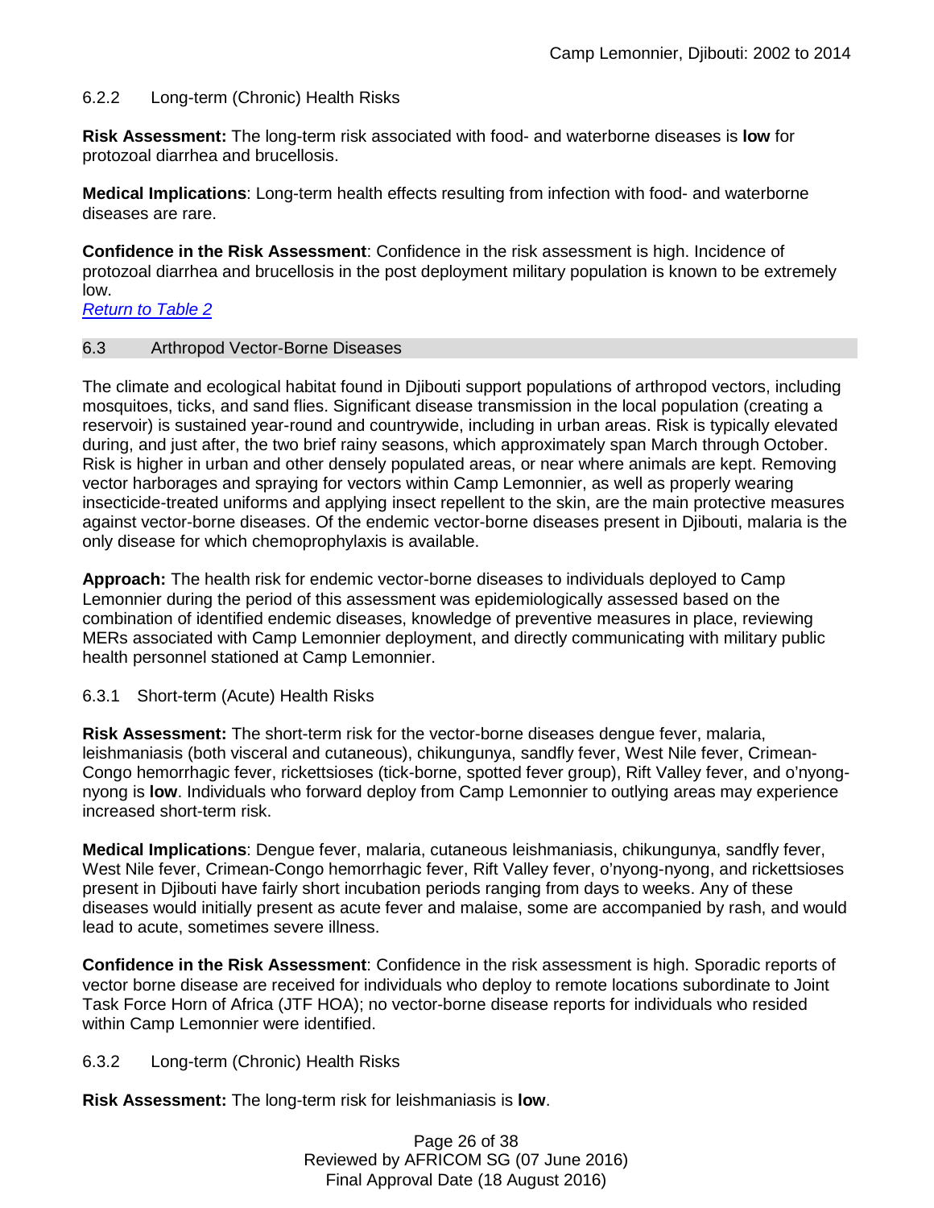### 6.2.2 Long-term (Chronic) Health Risks

**Risk Assessment:** The long-term risk associated with food- and waterborne diseases is **low** for protozoal diarrhea and brucellosis.

**Medical Implications**: Long-term health effects resulting from infection with food- and waterborne diseases are rare.

**Confidence in the Risk Assessment**: Confidence in the risk assessment is high. Incidence of protozoal diarrhea and brucellosis in the post deployment military population is known to be extremely low.

*Return to Table 2*

## 6.3 Arthropod Vector-Borne Diseases

The climate and ecological habitat found in Djibouti support populations of arthropod vectors, including mosquitoes, ticks, and sand flies. Significant disease transmission in the local population (creating a reservoir) is sustained year-round and countrywide, including in urban areas. Risk is typically elevated during, and just after, the two brief rainy seasons, which approximately span March through October. Risk is higher in urban and other densely populated areas, or near where animals are kept. Removing vector harborages and spraying for vectors within Camp Lemonnier, as well as properly wearing insecticide-treated uniforms and applying insect repellent to the skin, are the main protective measures against vector-borne diseases. Of the endemic vector-borne diseases present in Djibouti, malaria is the only disease for which chemoprophylaxis is available.

**Approach:** The health risk for endemic vector-borne diseases to individuals deployed to Camp Lemonnier during the period of this assessment was epidemiologically assessed based on the combination of identified endemic diseases, knowledge of preventive measures in place, reviewing MERs associated with Camp Lemonnier deployment, and directly communicating with military public health personnel stationed at Camp Lemonnier.

### 6.3.1 Short-term (Acute) Health Risks

**Risk Assessment:** The short-term risk for the vector-borne diseases dengue fever, malaria, leishmaniasis (both visceral and cutaneous), chikungunya, sandfly fever, West Nile fever, Crimean-Congo hemorrhagic fever, rickettsioses (tick-borne, spotted fever group), Rift Valley fever, and o'nyong-nyong is **low**. Individuals who forward deploy from Camp Lemonnier to outlying areas may experience increased short-term risk.

**Medical Implications**: Dengue fever, malaria, cutaneous leishmaniasis, chikungunya, sandfly fever, West Nile fever, Crimean-Congo hemorrhagic fever, Rift Valley fever, o'nyong-nyong, and rickettsioses present in Djibouti have fairly short incubation periods ranging from days to weeks. Any of these diseases would initially present as acute fever and malaise, some are accompanied by rash, and would lead to acute, sometimes severe illness.

**Confidence in the Risk Assessment**: Confidence in the risk assessment is high. Sporadic reports of vector borne disease are received for individuals who deploy to remote locations subordinate to Joint Task Force Horn of Africa (JTF HOA); no vector-borne disease reports for individuals who resided within Camp Lemonnier were identified.

### 6.3.2 Long-term (Chronic) Health Risks

**Risk Assessment:** The long-term risk for leishmaniasis is **low**.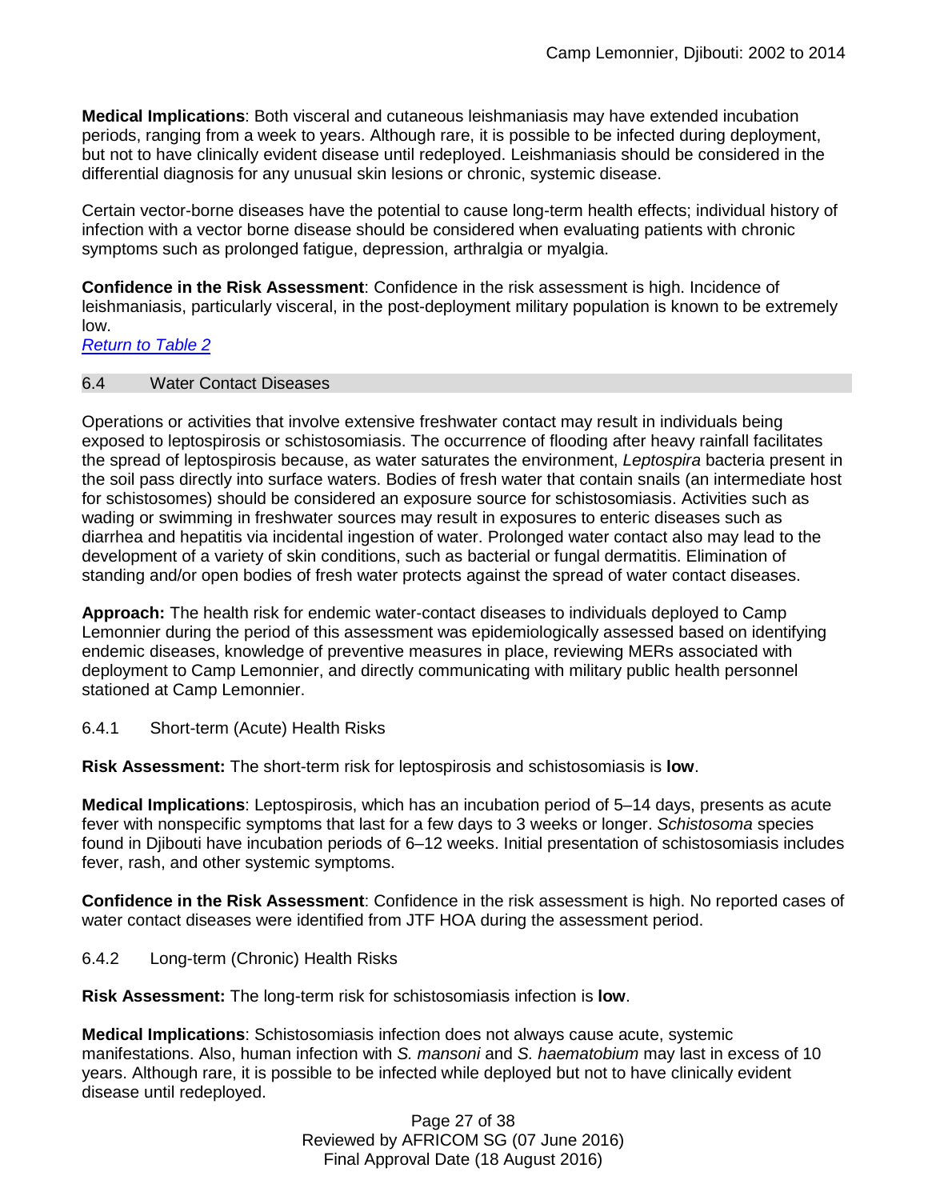**Medical Implications**: Both visceral and cutaneous leishmaniasis may have extended incubation periods, ranging from a week to years. Although rare, it is possible to be infected during deployment, but not to have clinically evident disease until redeployed. Leishmaniasis should be considered in the differential diagnosis for any unusual skin lesions or chronic, systemic disease.

Certain vector-borne diseases have the potential to cause long-term health effects; individual history of infection with a vector borne disease should be considered when evaluating patients with chronic symptoms such as prolonged fatigue, depression, arthralgia or myalgia.

**Confidence in the Risk Assessment**: Confidence in the risk assessment is high. Incidence of leishmaniasis, particularly visceral, in the post-deployment military population is known to be extremely low.

[Return to Table 2]

## 6.4 Water Contact Diseases

Operations or activities that involve extensive freshwater contact may result in individuals being exposed to leptospirosis or schistosomiasis. The occurrence of flooding after heavy rainfall facilitates the spread of leptospirosis because, as water saturates the environment, *Leptospira* bacteria present in the soil pass directly into surface waters. Bodies of fresh water that contain snails (an intermediate host for schistosomes) should be considered an exposure source for schistosomiasis. Activities such as wading or swimming in freshwater sources may result in exposures to enteric diseases such as diarrhea and hepatitis via incidental ingestion of water. Prolonged water contact also may lead to the development of a variety of skin conditions, such as bacterial or fungal dermatitis. Elimination of standing and/or open bodies of fresh water protects against the spread of water contact diseases.

**Approach:** The health risk for endemic water-contact diseases to individuals deployed to Camp Lemonnier during the period of this assessment was epidemiologically assessed based on identifying endemic diseases, knowledge of preventive measures in place, reviewing MERs associated with deployment to Camp Lemonnier, and directly communicating with military public health personnel stationed at Camp Lemonnier.

### 6.4.1 Short-term (Acute) Health Risks

**Risk Assessment:** The short-term risk for leptospirosis and schistosomiasis is **low**.

**Medical Implications**: Leptospirosis, which has an incubation period of 5–14 days, presents as acute fever with nonspecific symptoms that last for a few days to 3 weeks or longer. *Schistosoma* species found in Djibouti have incubation periods of 6–12 weeks. Initial presentation of schistosomiasis includes fever, rash, and other systemic symptoms.

**Confidence in the Risk Assessment**: Confidence in the risk assessment is high. No reported cases of water contact diseases were identified from JTF HOA during the assessment period.

### 6.4.2 Long-term (Chronic) Health Risks

**Risk Assessment:** The long-term risk for schistosomiasis infection is **low**.

**Medical Implications**: Schistosomiasis infection does not always cause acute, systemic manifestations. Also, human infection with *S. mansoni* and *S. haematobium* may last in excess of 10 years. Although rare, it is possible to be infected while deployed but not to have clinically evident disease until redeployed.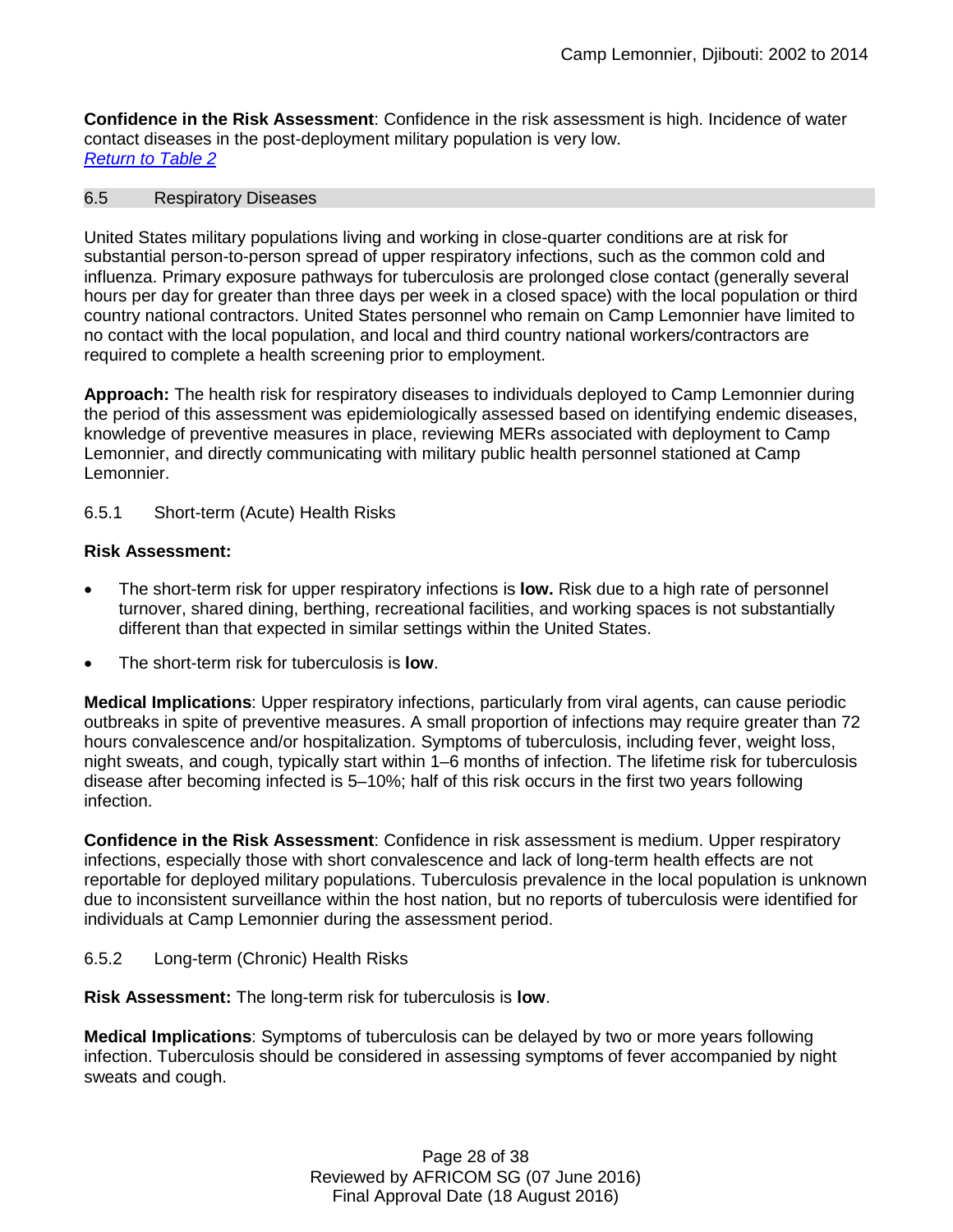**Confidence in the Risk Assessment**: Confidence in the risk assessment is high. Incidence of water contact diseases in the post-deployment military population is very low.
*Return to Table 2*

## 6.5 Respiratory Diseases

United States military populations living and working in close-quarter conditions are at risk for substantial person-to-person spread of upper respiratory infections, such as the common cold and influenza. Primary exposure pathways for tuberculosis are prolonged close contact (generally several hours per day for greater than three days per week in a closed space) with the local population or third country national contractors. United States personnel who remain on Camp Lemonnier have limited to no contact with the local population, and local and third country national workers/contractors are required to complete a health screening prior to employment.

**Approach:** The health risk for respiratory diseases to individuals deployed to Camp Lemonnier during the period of this assessment was epidemiologically assessed based on identifying endemic diseases, knowledge of preventive measures in place, reviewing MERs associated with deployment to Camp Lemonnier, and directly communicating with military public health personnel stationed at Camp Lemonnier.

### 6.5.1 Short-term (Acute) Health Risks

**Risk Assessment:**

- The short-term risk for upper respiratory infections is **low.** Risk due to a high rate of personnel turnover, shared dining, berthing, recreational facilities, and working spaces is not substantially different than that expected in similar settings within the United States.
- The short-term risk for tuberculosis is **low**.

**Medical Implications**: Upper respiratory infections, particularly from viral agents, can cause periodic outbreaks in spite of preventive measures. A small proportion of infections may require greater than 72 hours convalescence and/or hospitalization. Symptoms of tuberculosis, including fever, weight loss, night sweats, and cough, typically start within 1–6 months of infection. The lifetime risk for tuberculosis disease after becoming infected is 5–10%; half of this risk occurs in the first two years following infection.

**Confidence in the Risk Assessment**: Confidence in risk assessment is medium. Upper respiratory infections, especially those with short convalescence and lack of long-term health effects are not reportable for deployed military populations. Tuberculosis prevalence in the local population is unknown due to inconsistent surveillance within the host nation, but no reports of tuberculosis were identified for individuals at Camp Lemonnier during the assessment period.

### 6.5.2 Long-term (Chronic) Health Risks

**Risk Assessment:** The long-term risk for tuberculosis is **low**.

**Medical Implications**: Symptoms of tuberculosis can be delayed by two or more years following infection. Tuberculosis should be considered in assessing symptoms of fever accompanied by night sweats and cough.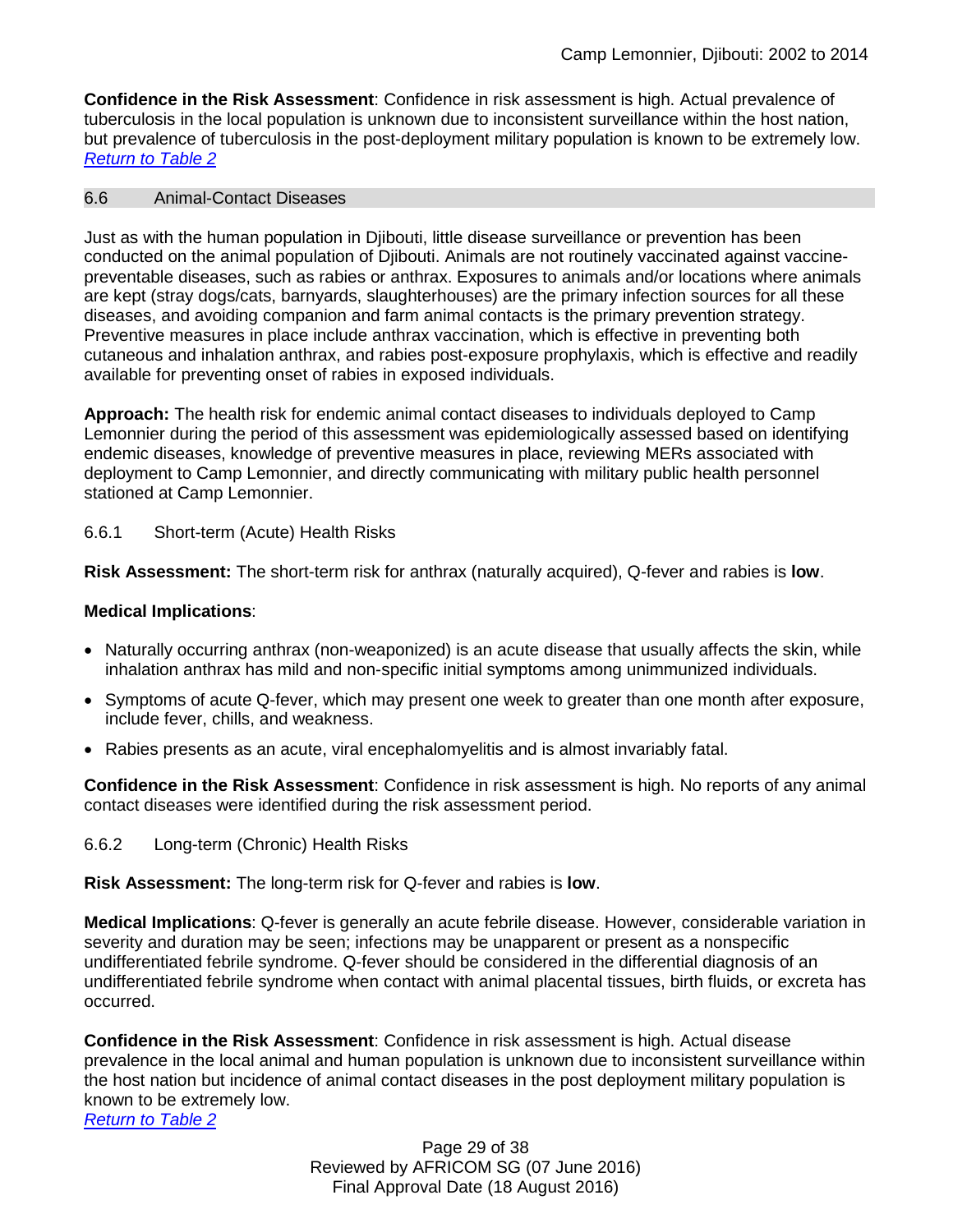**Confidence in the Risk Assessment**: Confidence in risk assessment is high. Actual prevalence of tuberculosis in the local population is unknown due to inconsistent surveillance within the host nation, but prevalence of tuberculosis in the post-deployment military population is known to be extremely low.
*Return to Table 2*

## 6.6 Animal-Contact Diseases

Just as with the human population in Djibouti, little disease surveillance or prevention has been conducted on the animal population of Djibouti. Animals are not routinely vaccinated against vaccine-preventable diseases, such as rabies or anthrax. Exposures to animals and/or locations where animals are kept (stray dogs/cats, barnyards, slaughterhouses) are the primary infection sources for all these diseases, and avoiding companion and farm animal contacts is the primary prevention strategy. Preventive measures in place include anthrax vaccination, which is effective in preventing both cutaneous and inhalation anthrax, and rabies post-exposure prophylaxis, which is effective and readily available for preventing onset of rabies in exposed individuals.

**Approach:** The health risk for endemic animal contact diseases to individuals deployed to Camp Lemonnier during the period of this assessment was epidemiologically assessed based on identifying endemic diseases, knowledge of preventive measures in place, reviewing MERs associated with deployment to Camp Lemonnier, and directly communicating with military public health personnel stationed at Camp Lemonnier.

### 6.6.1 Short-term (Acute) Health Risks

**Risk Assessment:** The short-term risk for anthrax (naturally acquired), Q-fever and rabies is **low**.

**Medical Implications**:

- Naturally occurring anthrax (non-weaponized) is an acute disease that usually affects the skin, while inhalation anthrax has mild and non-specific initial symptoms among unimmunized individuals.
- Symptoms of acute Q-fever, which may present one week to greater than one month after exposure, include fever, chills, and weakness.
- Rabies presents as an acute, viral encephalomyelitis and is almost invariably fatal.

**Confidence in the Risk Assessment**: Confidence in risk assessment is high. No reports of any animal contact diseases were identified during the risk assessment period.

### 6.6.2 Long-term (Chronic) Health Risks

**Risk Assessment:** The long-term risk for Q-fever and rabies is **low**.

**Medical Implications**: Q-fever is generally an acute febrile disease. However, considerable variation in severity and duration may be seen; infections may be unapparent or present as a nonspecific undifferentiated febrile syndrome. Q-fever should be considered in the differential diagnosis of an undifferentiated febrile syndrome when contact with animal placental tissues, birth fluids, or excreta has occurred.

**Confidence in the Risk Assessment**: Confidence in risk assessment is high. Actual disease prevalence in the local animal and human population is unknown due to inconsistent surveillance within the host nation but incidence of animal contact diseases in the post deployment military population is known to be extremely low.
*Return to Table 2*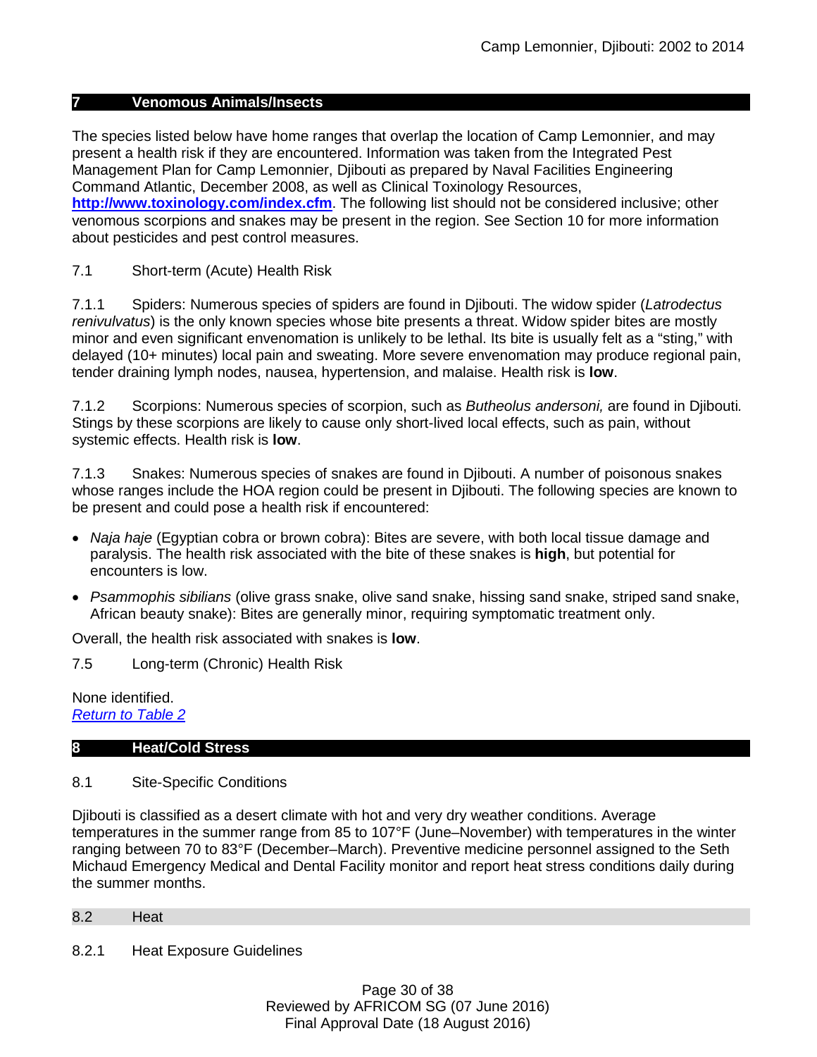## 7 Venomous Animals/Insects

The species listed below have home ranges that overlap the location of Camp Lemonnier, and may present a health risk if they are encountered. Information was taken from the Integrated Pest Management Plan for Camp Lemonnier, Djibouti as prepared by Naval Facilities Engineering Command Atlantic, December 2008, as well as Clinical Toxinology Resources, **[http://www.toxinology.com/index.cfm](http://www.toxinology.com/index.cfm)**. The following list should not be considered inclusive; other venomous scorpions and snakes may be present in the region. See Section 10 for more information about pesticides and pest control measures.

### 7.1 Short-term (Acute) Health Risk

7.1.1 Spiders: Numerous species of spiders are found in Djibouti. The widow spider (*Latrodectus renivulvatus*) is the only known species whose bite presents a threat. Widow spider bites are mostly minor and even significant envenomation is unlikely to be lethal. Its bite is usually felt as a "sting," with delayed (10+ minutes) local pain and sweating. More severe envenomation may produce regional pain, tender draining lymph nodes, nausea, hypertension, and malaise. Health risk is **low**.

7.1.2 Scorpions: Numerous species of scorpion, such as *Butheolus andersoni,* are found in Djibouti. Stings by these scorpions are likely to cause only short-lived local effects, such as pain, without systemic effects. Health risk is **low**.

7.1.3 Snakes: Numerous species of snakes are found in Djibouti. A number of poisonous snakes whose ranges include the HOA region could be present in Djibouti. The following species are known to be present and could pose a health risk if encountered:

- *Naja haje* (Egyptian cobra or brown cobra): Bites are severe, with both local tissue damage and paralysis. The health risk associated with the bite of these snakes is **high**, but potential for encounters is low.
- *Psammophis sibilians* (olive grass snake, olive sand snake, hissing sand snake, striped sand snake, African beauty snake): Bites are generally minor, requiring symptomatic treatment only.

Overall, the health risk associated with snakes is **low**.

### 7.5 Long-term (Chronic) Health Risk

None identified.
*Return to Table 2*

## 8 Heat/Cold Stress

### 8.1 Site-Specific Conditions

Djibouti is classified as a desert climate with hot and very dry weather conditions. Average temperatures in the summer range from 85 to 107°F (June–November) with temperatures in the winter ranging between 70 to 83°F (December–March). Preventive medicine personnel assigned to the Seth Michaud Emergency Medical and Dental Facility monitor and report heat stress conditions daily during the summer months.

### 8.2 Heat

#### 8.2.1 Heat Exposure Guidelines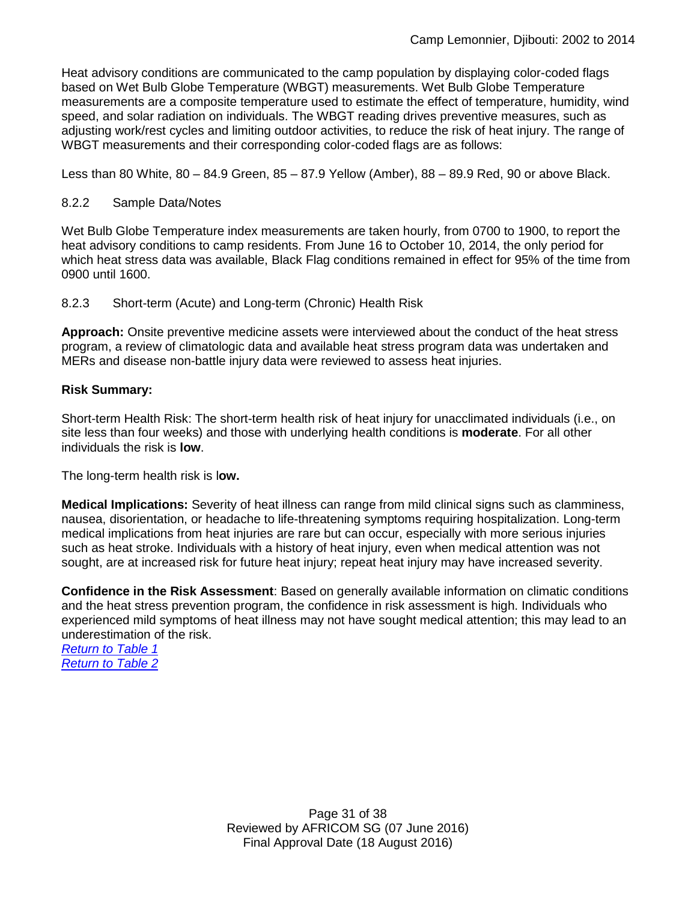Heat advisory conditions are communicated to the camp population by displaying color-coded flags based on Wet Bulb Globe Temperature (WBGT) measurements. Wet Bulb Globe Temperature measurements are a composite temperature used to estimate the effect of temperature, humidity, wind speed, and solar radiation on individuals. The WBGT reading drives preventive measures, such as adjusting work/rest cycles and limiting outdoor activities, to reduce the risk of heat injury. The range of WBGT measurements and their corresponding color-coded flags are as follows:

Less than 80 White, 80 – 84.9 Green, 85 – 87.9 Yellow (Amber), 88 – 89.9 Red, 90 or above Black.

### 8.2.2 Sample Data/Notes

Wet Bulb Globe Temperature index measurements are taken hourly, from 0700 to 1900, to report the heat advisory conditions to camp residents. From June 16 to October 10, 2014, the only period for which heat stress data was available, Black Flag conditions remained in effect for 95% of the time from 0900 until 1600.

### 8.2.3 Short-term (Acute) and Long-term (Chronic) Health Risk

**Approach:** Onsite preventive medicine assets were interviewed about the conduct of the heat stress program, a review of climatologic data and available heat stress program data was undertaken and MERs and disease non-battle injury data were reviewed to assess heat injuries.

**Risk Summary:**

Short-term Health Risk: The short-term health risk of heat injury for unacclimated individuals (i.e., on site less than four weeks) and those with underlying health conditions is **moderate**. For all other individuals the risk is **low**.

The long-term health risk is l**ow.**

**Medical Implications:** Severity of heat illness can range from mild clinical signs such as clamminess, nausea, disorientation, or headache to life-threatening symptoms requiring hospitalization. Long-term medical implications from heat injuries are rare but can occur, especially with more serious injuries such as heat stroke. Individuals with a history of heat injury, even when medical attention was not sought, are at increased risk for future heat injury; repeat heat injury may have increased severity.

**Confidence in the Risk Assessment**: Based on generally available information on climatic conditions and the heat stress prevention program, the confidence in risk assessment is high. Individuals who experienced mild symptoms of heat illness may not have sought medical attention; this may lead to an underestimation of the risk.

*Return to Table 1*
*Return to Table 2*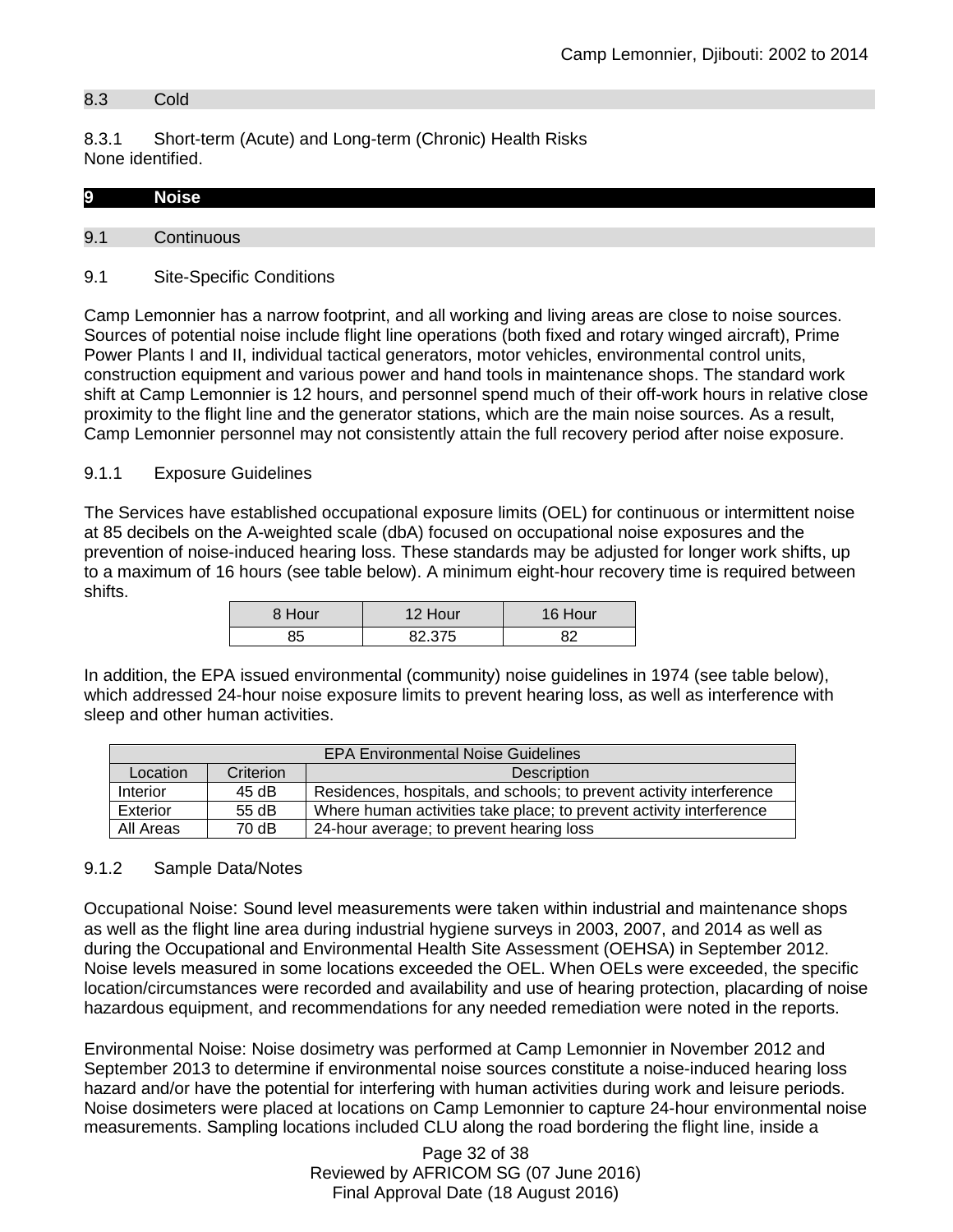### 8.3 Cold

#### 8.3.1 Short-term (Acute) and Long-term (Chronic) Health Risks

None identified.

## 9 Noise

### 9.1 Continuous

### 9.1 Site-Specific Conditions

Camp Lemonnier has a narrow footprint, and all working and living areas are close to noise sources. Sources of potential noise include flight line operations (both fixed and rotary winged aircraft), Prime Power Plants I and II, individual tactical generators, motor vehicles, environmental control units, construction equipment and various power and hand tools in maintenance shops. The standard work shift at Camp Lemonnier is 12 hours, and personnel spend much of their off-work hours in relative close proximity to the flight line and the generator stations, which are the main noise sources. As a result, Camp Lemonnier personnel may not consistently attain the full recovery period after noise exposure.

#### 9.1.1 Exposure Guidelines

The Services have established occupational exposure limits (OEL) for continuous or intermittent noise at 85 decibels on the A-weighted scale (dbA) focused on occupational noise exposures and the prevention of noise-induced hearing loss. These standards may be adjusted for longer work shifts, up to a maximum of 16 hours (see table below). A minimum eight-hour recovery time is required between shifts.

| 8 Hour | 12 Hour | 16 Hour |
|---|---|---|
| 85 | 82.375 | 82 |

In addition, the EPA issued environmental (community) noise guidelines in 1974 (see table below), which addressed 24-hour noise exposure limits to prevent hearing loss, as well as interference with sleep and other human activities.

| EPA Environmental Noise Guidelines | | |
|---|---|---|
| Location | Criterion | Description |
| Interior | 45 dB | Residences, hospitals, and schools; to prevent activity interference |
| Exterior | 55 dB | Where human activities take place; to prevent activity interference |
| All Areas | 70 dB | 24-hour average; to prevent hearing loss |

#### 9.1.2 Sample Data/Notes

Occupational Noise: Sound level measurements were taken within industrial and maintenance shops as well as the flight line area during industrial hygiene surveys in 2003, 2007, and 2014 as well as during the Occupational and Environmental Health Site Assessment (OEHSA) in September 2012. Noise levels measured in some locations exceeded the OEL. When OELs were exceeded, the specific location/circumstances were recorded and availability and use of hearing protection, placarding of noise hazardous equipment, and recommendations for any needed remediation were noted in the reports.

Environmental Noise: Noise dosimetry was performed at Camp Lemonnier in November 2012 and September 2013 to determine if environmental noise sources constitute a noise-induced hearing loss hazard and/or have the potential for interfering with human activities during work and leisure periods. Noise dosimeters were placed at locations on Camp Lemonnier to capture 24-hour environmental noise measurements. Sampling locations included CLU along the road bordering the flight line, inside a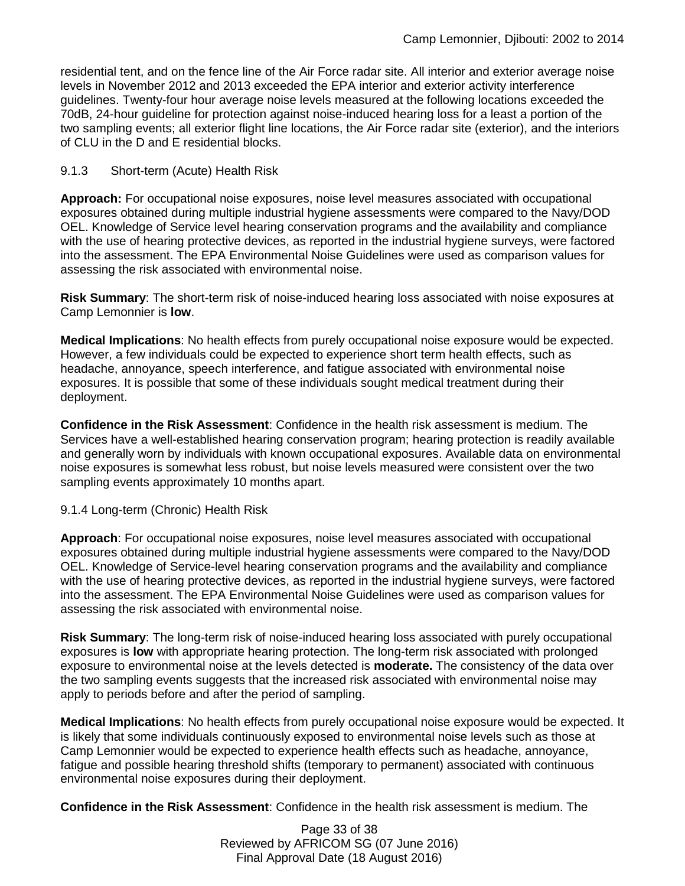residential tent, and on the fence line of the Air Force radar site. All interior and exterior average noise levels in November 2012 and 2013 exceeded the EPA interior and exterior activity interference guidelines. Twenty-four hour average noise levels measured at the following locations exceeded the 70dB, 24-hour guideline for protection against noise-induced hearing loss for a least a portion of the two sampling events; all exterior flight line locations, the Air Force radar site (exterior), and the interiors of CLU in the D and E residential blocks.

### 9.1.3 Short-term (Acute) Health Risk

**Approach:** For occupational noise exposures, noise level measures associated with occupational exposures obtained during multiple industrial hygiene assessments were compared to the Navy/DOD OEL. Knowledge of Service level hearing conservation programs and the availability and compliance with the use of hearing protective devices, as reported in the industrial hygiene surveys, were factored into the assessment. The EPA Environmental Noise Guidelines were used as comparison values for assessing the risk associated with environmental noise.

**Risk Summary**: The short-term risk of noise-induced hearing loss associated with noise exposures at Camp Lemonnier is **low**.

**Medical Implications**: No health effects from purely occupational noise exposure would be expected. However, a few individuals could be expected to experience short term health effects, such as headache, annoyance, speech interference, and fatigue associated with environmental noise exposures. It is possible that some of these individuals sought medical treatment during their deployment.

**Confidence in the Risk Assessment**: Confidence in the health risk assessment is medium. The Services have a well-established hearing conservation program; hearing protection is readily available and generally worn by individuals with known occupational exposures. Available data on environmental noise exposures is somewhat less robust, but noise levels measured were consistent over the two sampling events approximately 10 months apart.

### 9.1.4 Long-term (Chronic) Health Risk

**Approach**: For occupational noise exposures, noise level measures associated with occupational exposures obtained during multiple industrial hygiene assessments were compared to the Navy/DOD OEL. Knowledge of Service-level hearing conservation programs and the availability and compliance with the use of hearing protective devices, as reported in the industrial hygiene surveys, were factored into the assessment. The EPA Environmental Noise Guidelines were used as comparison values for assessing the risk associated with environmental noise.

**Risk Summary**: The long-term risk of noise-induced hearing loss associated with purely occupational exposures is **low** with appropriate hearing protection. The long-term risk associated with prolonged exposure to environmental noise at the levels detected is **moderate.** The consistency of the data over the two sampling events suggests that the increased risk associated with environmental noise may apply to periods before and after the period of sampling.

**Medical Implications**: No health effects from purely occupational noise exposure would be expected. It is likely that some individuals continuously exposed to environmental noise levels such as those at Camp Lemonnier would be expected to experience health effects such as headache, annoyance, fatigue and possible hearing threshold shifts (temporary to permanent) associated with continuous environmental noise exposures during their deployment.

**Confidence in the Risk Assessment**: Confidence in the health risk assessment is medium. The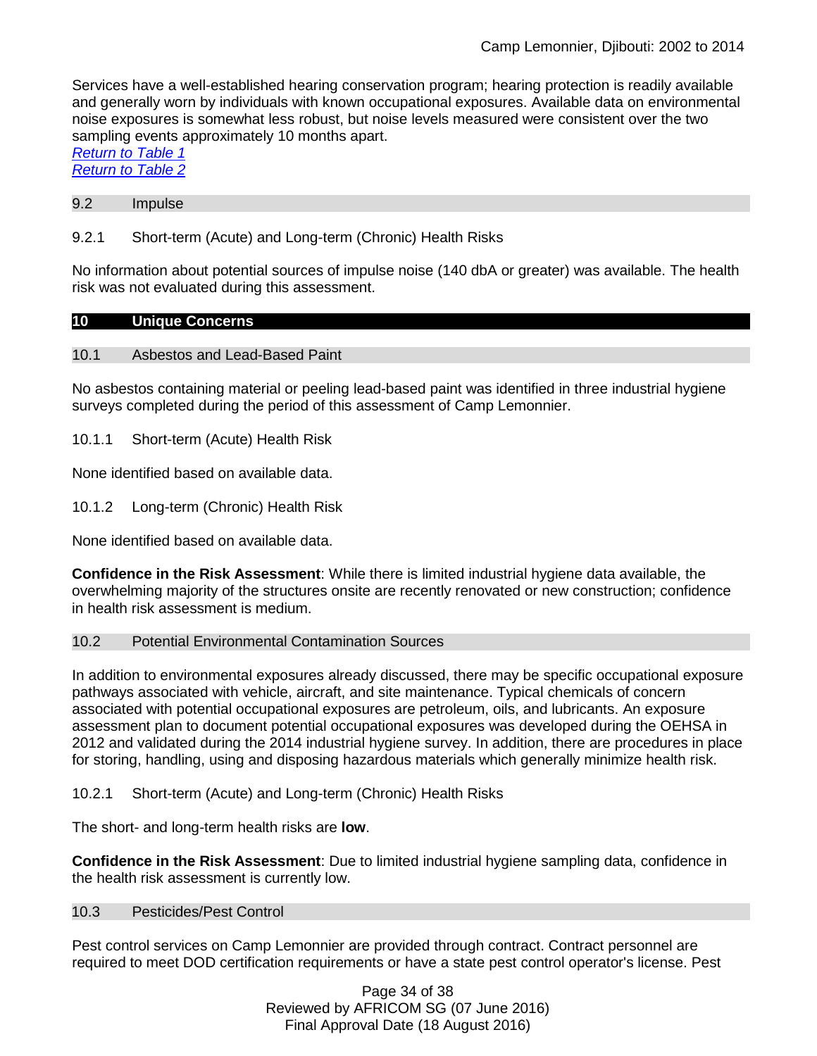Services have a well-established hearing conservation program; hearing protection is readily available and generally worn by individuals with known occupational exposures. Available data on environmental noise exposures is somewhat less robust, but noise levels measured were consistent over the two sampling events approximately 10 months apart.
*Return to Table 1*
*Return to Table 2*

### 9.2 Impulse

#### 9.2.1 Short-term (Acute) and Long-term (Chronic) Health Risks

No information about potential sources of impulse noise (140 dbA or greater) was available. The health risk was not evaluated during this assessment.

## 10 Unique Concerns

### 10.1 Asbestos and Lead-Based Paint

No asbestos containing material or peeling lead-based paint was identified in three industrial hygiene surveys completed during the period of this assessment of Camp Lemonnier.

#### 10.1.1 Short-term (Acute) Health Risk

None identified based on available data.

#### 10.1.2 Long-term (Chronic) Health Risk

None identified based on available data.

**Confidence in the Risk Assessment**: While there is limited industrial hygiene data available, the overwhelming majority of the structures onsite are recently renovated or new construction; confidence in health risk assessment is medium.

### 10.2 Potential Environmental Contamination Sources

In addition to environmental exposures already discussed, there may be specific occupational exposure pathways associated with vehicle, aircraft, and site maintenance. Typical chemicals of concern associated with potential occupational exposures are petroleum, oils, and lubricants. An exposure assessment plan to document potential occupational exposures was developed during the OEHSA in 2012 and validated during the 2014 industrial hygiene survey. In addition, there are procedures in place for storing, handling, using and disposing hazardous materials which generally minimize health risk.

#### 10.2.1 Short-term (Acute) and Long-term (Chronic) Health Risks

The short- and long-term health risks are **low**.

**Confidence in the Risk Assessment**: Due to limited industrial hygiene sampling data, confidence in the health risk assessment is currently low.

### 10.3 Pesticides/Pest Control

Pest control services on Camp Lemonnier are provided through contract. Contract personnel are required to meet DOD certification requirements or have a state pest control operator's license. Pest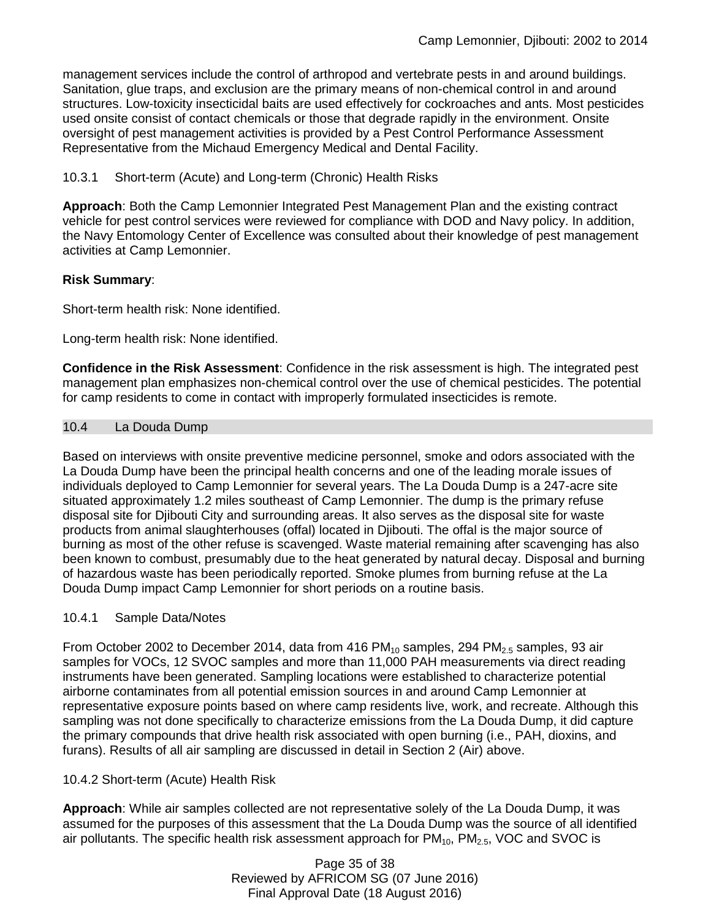management services include the control of arthropod and vertebrate pests in and around buildings. Sanitation, glue traps, and exclusion are the primary means of non-chemical control in and around structures. Low-toxicity insecticidal baits are used effectively for cockroaches and ants. Most pesticides used onsite consist of contact chemicals or those that degrade rapidly in the environment. Onsite oversight of pest management activities is provided by a Pest Control Performance Assessment Representative from the Michaud Emergency Medical and Dental Facility.

#### 10.3.1 Short-term (Acute) and Long-term (Chronic) Health Risks

**Approach**: Both the Camp Lemonnier Integrated Pest Management Plan and the existing contract vehicle for pest control services were reviewed for compliance with DOD and Navy policy. In addition, the Navy Entomology Center of Excellence was consulted about their knowledge of pest management activities at Camp Lemonnier.

**Risk Summary**:

Short-term health risk: None identified.

Long-term health risk: None identified.

**Confidence in the Risk Assessment**: Confidence in the risk assessment is high. The integrated pest management plan emphasizes non-chemical control over the use of chemical pesticides. The potential for camp residents to come in contact with improperly formulated insecticides is remote.

### 10.4 La Douda Dump

Based on interviews with onsite preventive medicine personnel, smoke and odors associated with the La Douda Dump have been the principal health concerns and one of the leading morale issues of individuals deployed to Camp Lemonnier for several years. The La Douda Dump is a 247-acre site situated approximately 1.2 miles southeast of Camp Lemonnier. The dump is the primary refuse disposal site for Djibouti City and surrounding areas. It also serves as the disposal site for waste products from animal slaughterhouses (offal) located in Djibouti. The offal is the major source of burning as most of the other refuse is scavenged. Waste material remaining after scavenging has also been known to combust, presumably due to the heat generated by natural decay. Disposal and burning of hazardous waste has been periodically reported. Smoke plumes from burning refuse at the La Douda Dump impact Camp Lemonnier for short periods on a routine basis.

#### 10.4.1 Sample Data/Notes

From October 2002 to December 2014, data from 416 $PM_{10}$ samples, 294 $PM_{2.5}$ samples, 93 air samples for VOCs, 12 SVOC samples and more than 11,000 PAH measurements via direct reading instruments have been generated. Sampling locations were established to characterize potential airborne contaminates from all potential emission sources in and around Camp Lemonnier at representative exposure points based on where camp residents live, work, and recreate. Although this sampling was not done specifically to characterize emissions from the La Douda Dump, it did capture the primary compounds that drive health risk associated with open burning (i.e., PAH, dioxins, and furans). Results of all air sampling are discussed in detail in Section 2 (Air) above.

#### 10.4.2 Short-term (Acute) Health Risk

**Approach**: While air samples collected are not representative solely of the La Douda Dump, it was assumed for the purposes of this assessment that the La Douda Dump was the source of all identified air pollutants. The specific health risk assessment approach for $PM_{10}$, $PM_{2.5}$, VOC and SVOC is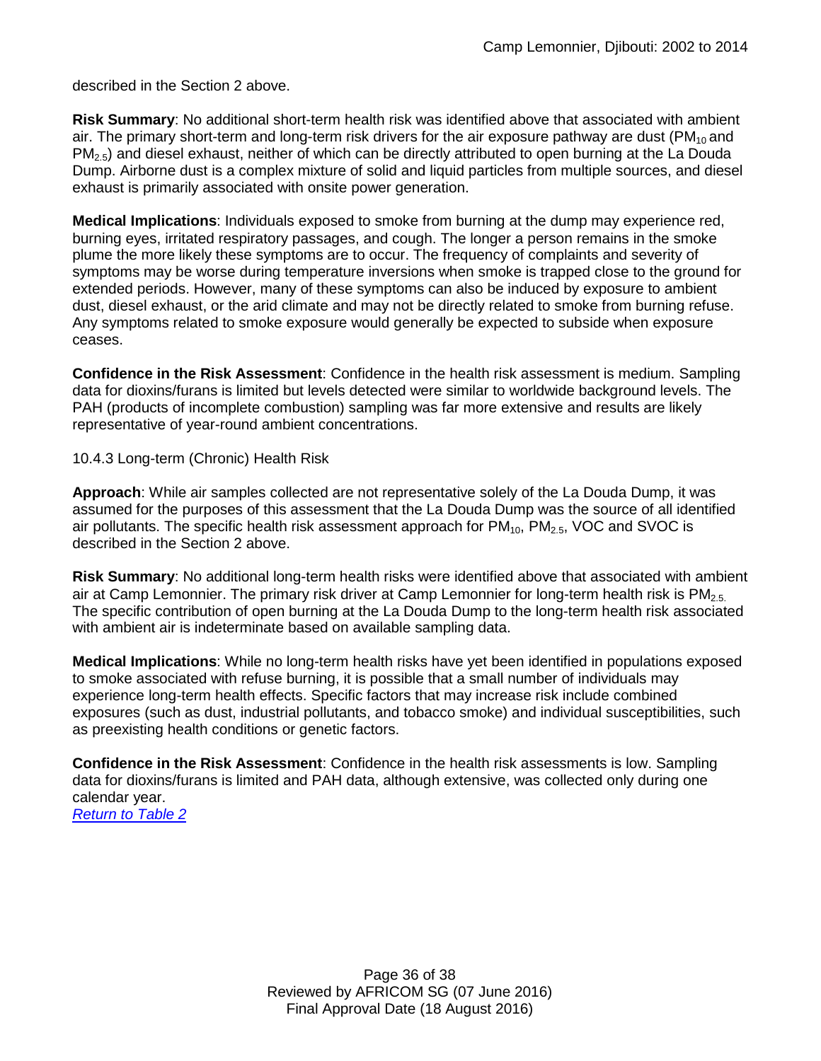described in the Section 2 above.

**Risk Summary**: No additional short-term health risk was identified above that associated with ambient air. The primary short-term and long-term risk drivers for the air exposure pathway are dust ($PM_{10}$ and $PM_{2.5}$) and diesel exhaust, neither of which can be directly attributed to open burning at the La Douda Dump. Airborne dust is a complex mixture of solid and liquid particles from multiple sources, and diesel exhaust is primarily associated with onsite power generation.

**Medical Implications**: Individuals exposed to smoke from burning at the dump may experience red, burning eyes, irritated respiratory passages, and cough. The longer a person remains in the smoke plume the more likely these symptoms are to occur. The frequency of complaints and severity of symptoms may be worse during temperature inversions when smoke is trapped close to the ground for extended periods. However, many of these symptoms can also be induced by exposure to ambient dust, diesel exhaust, or the arid climate and may not be directly related to smoke from burning refuse. Any symptoms related to smoke exposure would generally be expected to subside when exposure ceases.

**Confidence in the Risk Assessment**: Confidence in the health risk assessment is medium. Sampling data for dioxins/furans is limited but levels detected were similar to worldwide background levels. The PAH (products of incomplete combustion) sampling was far more extensive and results are likely representative of year-round ambient concentrations.

10.4.3 Long-term (Chronic) Health Risk

**Approach**: While air samples collected are not representative solely of the La Douda Dump, it was assumed for the purposes of this assessment that the La Douda Dump was the source of all identified air pollutants. The specific health risk assessment approach for $PM_{10}$, $PM_{2.5}$, VOC and SVOC is described in the Section 2 above.

**Risk Summary**: No additional long-term health risks were identified above that associated with ambient air at Camp Lemonnier. The primary risk driver at Camp Lemonnier for long-term health risk is $PM_{2.5}$. The specific contribution of open burning at the La Douda Dump to the long-term health risk associated with ambient air is indeterminate based on available sampling data.

**Medical Implications**: While no long-term health risks have yet been identified in populations exposed to smoke associated with refuse burning, it is possible that a small number of individuals may experience long-term health effects. Specific factors that may increase risk include combined exposures (such as dust, industrial pollutants, and tobacco smoke) and individual susceptibilities, such as preexisting health conditions or genetic factors.

**Confidence in the Risk Assessment**: Confidence in the health risk assessments is low. Sampling data for dioxins/furans is limited and PAH data, although extensive, was collected only during one calendar year.

[Return to Table 2]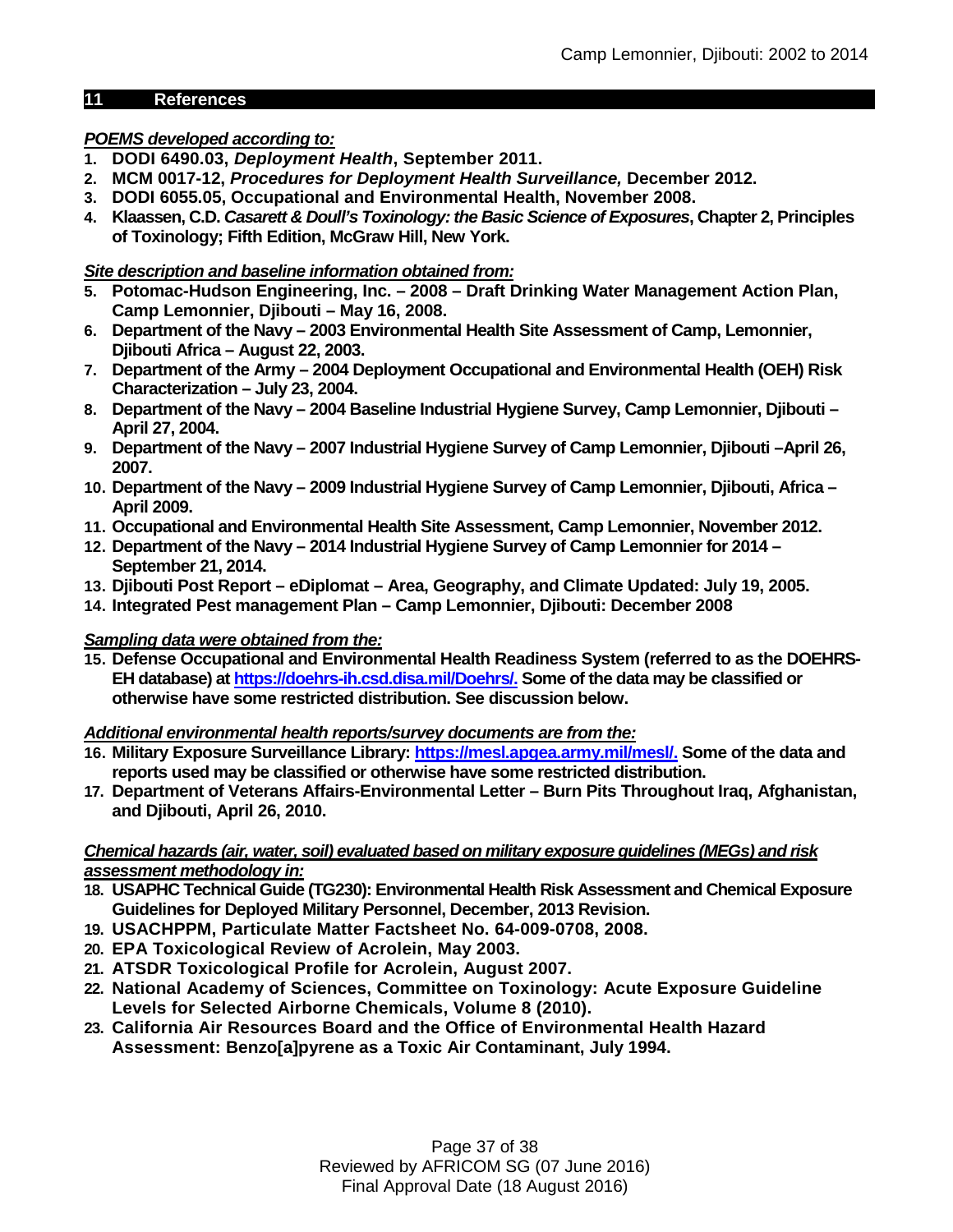## 11 References

***POEMS developed according to:***

1. **DODI 6490.03, *Deployment Health*, September 2011.**
2. **MCM 0017-12, *Procedures for Deployment Health Surveillance,* December 2012.**
3. **DODI 6055.05, Occupational and Environmental Health, November 2008.**
4. **Klaassen, C.D. *Casarett & Doull's Toxinology: the Basic Science of Exposures*, Chapter 2, Principles of Toxinology; Fifth Edition, McGraw Hill, New York.**

***Site description and baseline information obtained from:***

5. **Potomac-Hudson Engineering, Inc. – 2008 – Draft Drinking Water Management Action Plan, Camp Lemonnier, Djibouti – May 16, 2008.**
6. **Department of the Navy – 2003 Environmental Health Site Assessment of Camp, Lemonnier, Djibouti Africa – August 22, 2003.**
7. **Department of the Army – 2004 Deployment Occupational and Environmental Health (OEH) Risk Characterization – July 23, 2004.**
8. **Department of the Navy – 2004 Baseline Industrial Hygiene Survey, Camp Lemonnier, Djibouti – April 27, 2004.**
9. **Department of the Navy – 2007 Industrial Hygiene Survey of Camp Lemonnier, Djibouti –April 26, 2007.**
10. **Department of the Navy – 2009 Industrial Hygiene Survey of Camp Lemonnier, Djibouti, Africa – April 2009.**
11. **Occupational and Environmental Health Site Assessment, Camp Lemonnier, November 2012.**
12. **Department of the Navy – 2014 Industrial Hygiene Survey of Camp Lemonnier for 2014 – September 21, 2014.**
13. **Djibouti Post Report – eDiplomat – Area, Geography, and Climate Updated: July 19, 2005.**
14. **Integrated Pest management Plan – Camp Lemonnier, Djibouti: December 2008**

***Sampling data were obtained from the:***

15. **Defense Occupational and Environmental Health Readiness System (referred to as the DOEHRS-EH database) at [https://doehrs-ih.csd.disa.mil/Doehrs/.](https://doehrs-ih.csd.disa.mil/Doehrs/) Some of the data may be classified or otherwise have some restricted distribution. See discussion below.**

***Additional environmental health reports/survey documents are from the:***

16. **Military Exposure Surveillance Library: [https://mesl.apgea.army.mil/mesl/.](https://mesl.apgea.army.mil/mesl/) Some of the data and reports used may be classified or otherwise have some restricted distribution.**
17. **Department of Veterans Affairs-Environmental Letter – Burn Pits Throughout Iraq, Afghanistan, and Djibouti, April 26, 2010.**

***Chemical hazards (air, water, soil) evaluated based on military exposure guidelines (MEGs) and risk assessment methodology in:***

18. **USAPHC Technical Guide (TG230): Environmental Health Risk Assessment and Chemical Exposure Guidelines for Deployed Military Personnel, December, 2013 Revision.**
19. **USACHPPM, Particulate Matter Factsheet No. 64-009-0708, 2008.**
20. **EPA Toxicological Review of Acrolein, May 2003.**
21. **ATSDR Toxicological Profile for Acrolein, August 2007.**
22. **National Academy of Sciences, Committee on Toxinology: Acute Exposure Guideline Levels for Selected Airborne Chemicals, Volume 8 (2010).**
23. **California Air Resources Board and the Office of Environmental Health Hazard Assessment: Benzo[a]pyrene as a Toxic Air Contaminant, July 1994.**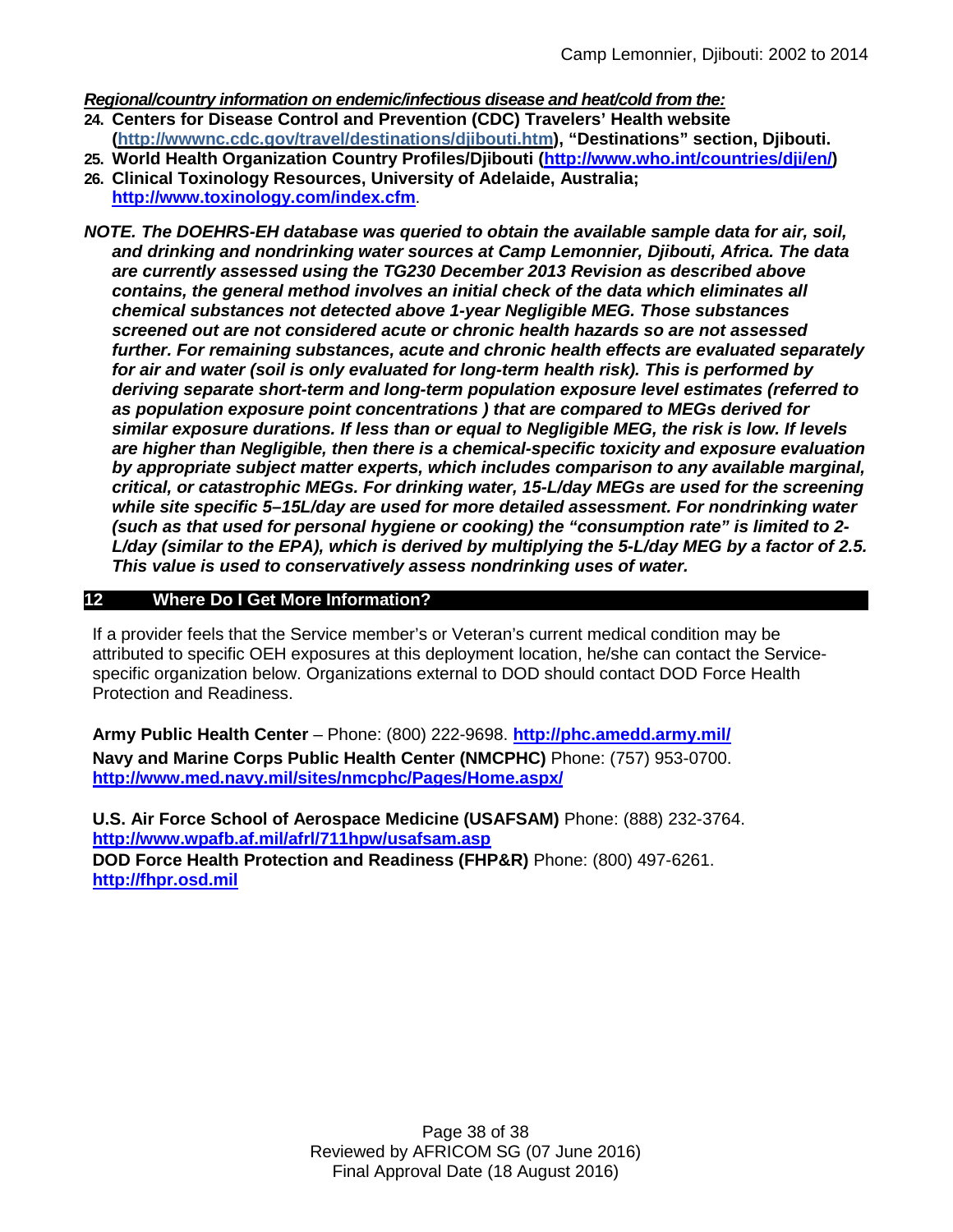***Regional/country information on endemic/infectious disease and heat/cold from the:***

24. **Centers for Disease Control and Prevention (CDC) Travelers' Health website (http://wwwnc.cdc.gov/travel/destinations/djibouti.htm), "Destinations" section, Djibouti.**
25. **World Health Organization Country Profiles/Djibouti (http://www.who.int/countries/dji/en/)**
26. **Clinical Toxinology Resources, University of Adelaide, Australia; http://www.toxinology.com/index.cfm**.

***NOTE. The DOEHRS-EH database was queried to obtain the available sample data for air, soil, and drinking and nondrinking water sources at Camp Lemonnier, Djibouti, Africa. The data are currently assessed using the TG230 December 2013 Revision as described above contains, the general method involves an initial check of the data which eliminates all chemical substances not detected above 1-year Negligible MEG. Those substances screened out are not considered acute or chronic health hazards so are not assessed further. For remaining substances, acute and chronic health effects are evaluated separately for air and water (soil is only evaluated for long-term health risk). This is performed by deriving separate short-term and long-term population exposure level estimates (referred to as population exposure point concentrations ) that are compared to MEGs derived for similar exposure durations. If less than or equal to Negligible MEG, the risk is low. If levels are higher than Negligible, then there is a chemical-specific toxicity and exposure evaluation by appropriate subject matter experts, which includes comparison to any available marginal, critical, or catastrophic MEGs. For drinking water, 15-L/day MEGs are used for the screening while site specific 5–15L/day are used for more detailed assessment. For nondrinking water (such as that used for personal hygiene or cooking) the "consumption rate" is limited to 2-L/day (similar to the EPA), which is derived by multiplying the 5-L/day MEG by a factor of 2.5. This value is used to conservatively assess nondrinking uses of water.***

## 12 Where Do I Get More Information?

If a provider feels that the Service member's or Veteran's current medical condition may be attributed to specific OEH exposures at this deployment location, he/she can contact the Service-specific organization below. Organizations external to DOD should contact DOD Force Health Protection and Readiness.

**Army Public Health Center** – Phone: (800) 222-9698. **http://phc.amedd.army.mil/**
**Navy and Marine Corps Public Health Center (NMCPHC)** Phone: (757) 953-0700. **http://www.med.navy.mil/sites/nmcphc/Pages/Home.aspx/**

**U.S. Air Force School of Aerospace Medicine (USAFSAM)** Phone: (888) 232-3764. **http://www.wpafb.af.mil/afrl/711hpw/usafsam.asp**
**DOD Force Health Protection and Readiness (FHP&R)** Phone: (800) 497-6261. **http://fhpr.osd.mil**

Reviewed by AFRICOM SG (07 June 2016)
Final Approval Date (18 August 2016)